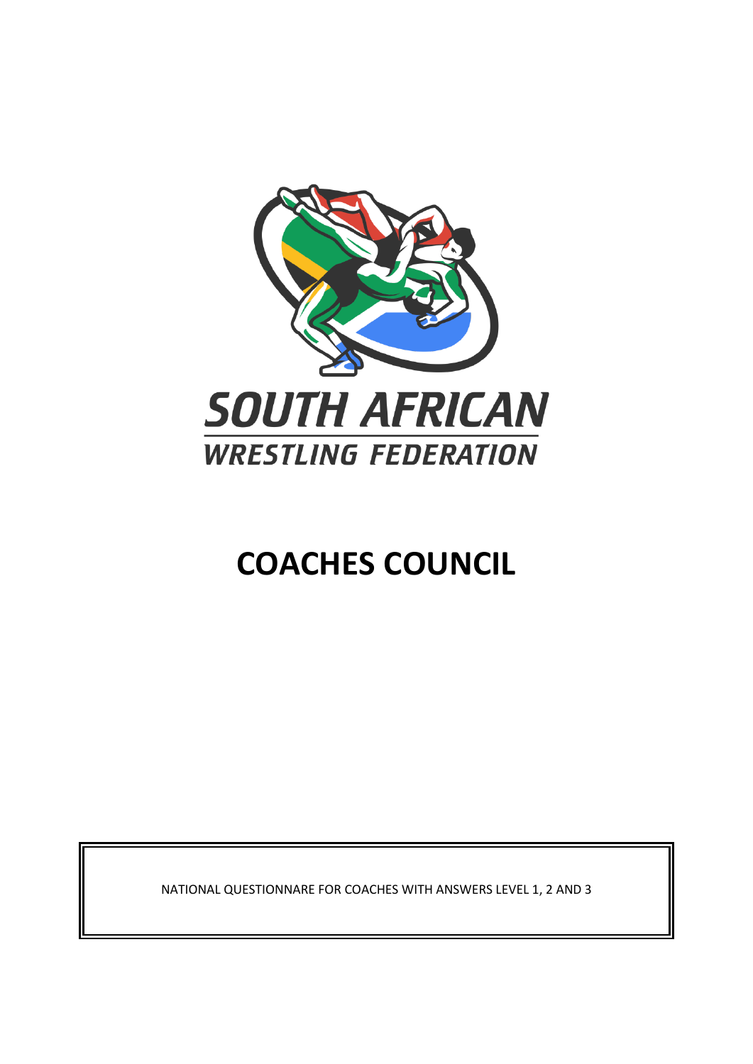# SOUTH AFRICAN WRESTLING FEDERATION

# COACHES COUNCIL

NATIONAL QUESTIONNARE FOR COACHES WITH ANSWERS LEVEL 1, 2 AND 3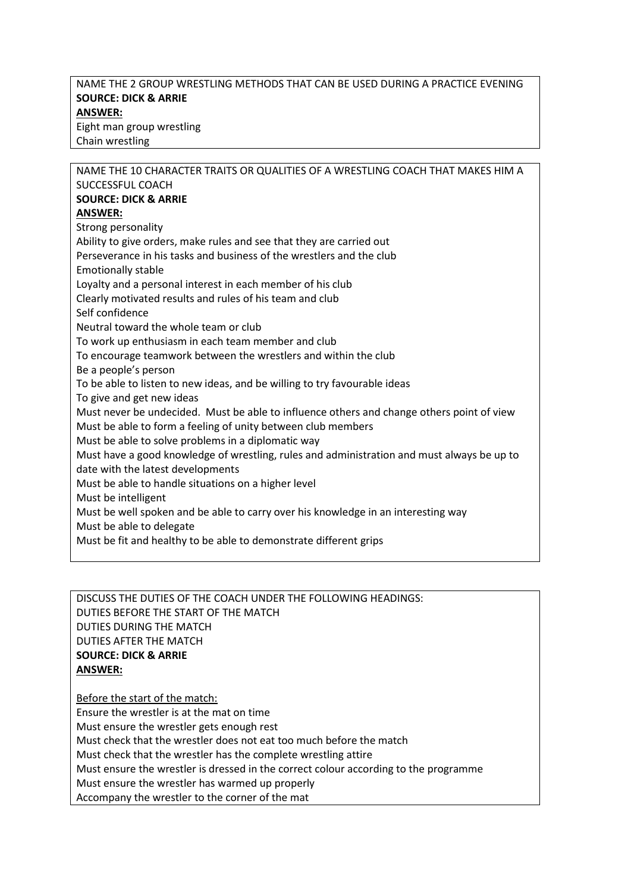NAME THE 2 GROUP WRESTLING METHODS THAT CAN BE USED DURING A PRACTICE EVENING
**SOURCE: DICK & ARRIE**
**ANSWER:**
Eight man group wrestling
Chain wrestling

---

NAME THE 10 CHARACTER TRAITS OR QUALITIES OF A WRESTLING COACH THAT MAKES HIM A SUCCESSFUL COACH
**SOURCE: DICK & ARRIE**
**ANSWER:**
Strong personality
Ability to give orders, make rules and see that they are carried out
Perseverance in his tasks and business of the wrestlers and the club
Emotionally stable
Loyalty and a personal interest in each member of his club
Clearly motivated results and rules of his team and club
Self confidence
Neutral toward the whole team or club
To work up enthusiasm in each team member and club
To encourage teamwork between the wrestlers and within the club
Be a people's person
To be able to listen to new ideas, and be willing to try favourable ideas
To give and get new ideas
Must never be undecided. Must be able to influence others and change others point of view
Must be able to form a feeling of unity between club members
Must be able to solve problems in a diplomatic way
Must have a good knowledge of wrestling, rules and administration and must always be up to date with the latest developments
Must be able to handle situations on a higher level
Must be intelligent
Must be well spoken and be able to carry over his knowledge in an interesting way
Must be able to delegate
Must be fit and healthy to be able to demonstrate different grips

---

DISCUSS THE DUTIES OF THE COACH UNDER THE FOLLOWING HEADINGS:
DUTIES BEFORE THE START OF THE MATCH
DUTIES DURING THE MATCH
DUTIES AFTER THE MATCH
**SOURCE: DICK & ARRIE**
**ANSWER:**

<u>Before the start of the match:</u>
Ensure the wrestler is at the mat on time
Must ensure the wrestler gets enough rest
Must check that the wrestler does not eat too much before the match
Must check that the wrestler has the complete wrestling attire
Must ensure the wrestler is dressed in the correct colour according to the programme
Must ensure the wrestler has warmed up properly
Accompany the wrestler to the corner of the mat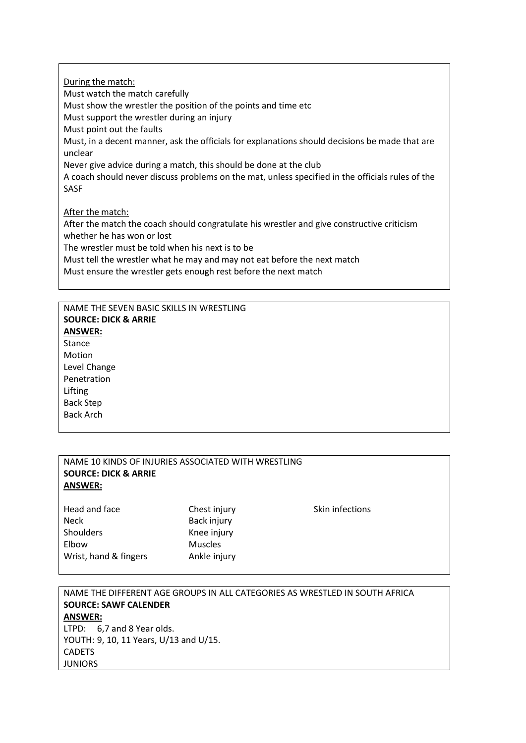During the match:

Must watch the match carefully
Must show the wrestler the position of the points and time etc
Must support the wrestler during an injury
Must point out the faults
Must, in a decent manner, ask the officials for explanations should decisions be made that are unclear
Never give advice during a match, this should be done at the club
A coach should never discuss problems on the mat, unless specified in the officials rules of the SASF

After the match:

After the match the coach should congratulate his wrestler and give constructive criticism whether he has won or lost
The wrestler must be told when his next is to be
Must tell the wrestler what he may and may not eat before the next match
Must ensure the wrestler gets enough rest before the next match

NAME THE SEVEN BASIC SKILLS IN WRESTLING
**SOURCE: DICK & ARRIE**
**ANSWER:**

Stance
Motion
Level Change
Penetration
Lifting
Back Step
Back Arch

NAME 10 KINDS OF INJURIES ASSOCIATED WITH WRESTLING
**SOURCE: DICK & ARRIE**
**ANSWER:**

| | | |
|---|---|---|
| Head and face | Chest injury | Skin infections |
| Neck | Back injury | |
| Shoulders | Knee injury | |
| Elbow | Muscles | |
| Wrist, hand & fingers | Ankle injury | |

NAME THE DIFFERENT AGE GROUPS IN ALL CATEGORIES AS WRESTLED IN SOUTH AFRICA
**SOURCE: SAWF CALENDER**
**ANSWER:**

LTPD: 6,7 and 8 Year olds.
YOUTH: 9, 10, 11 Years, U/13 and U/15.
CADETS
JUNIORS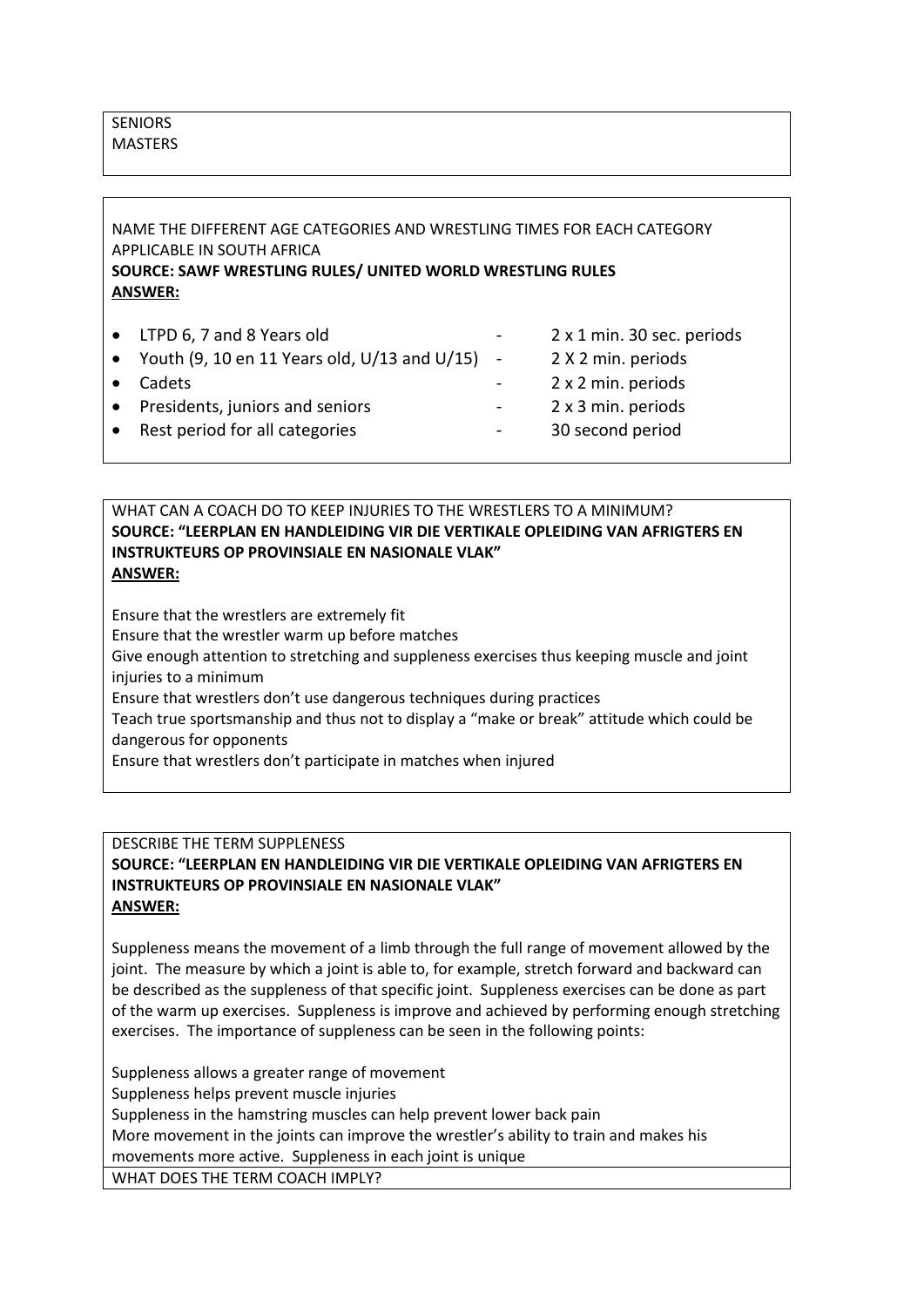SENIORS
MASTERS

NAME THE DIFFERENT AGE CATEGORIES AND WRESTLING TIMES FOR EACH CATEGORY APPLICABLE IN SOUTH AFRICA
**SOURCE: SAWF WRESTLING RULES/ UNITED WORLD WRESTLING RULES**
**ANSWER:**

- LTPD 6, 7 and 8 Years old - 2 x 1 min. 30 sec. periods
- Youth (9, 10 en 11 Years old, U/13 and U/15) - 2 X 2 min. periods
- Cadets - 2 x 2 min. periods
- Presidents, juniors and seniors - 2 x 3 min. periods
- Rest period for all categories - 30 second period

WHAT CAN A COACH DO TO KEEP INJURIES TO THE WRESTLERS TO A MINIMUM?
**SOURCE: "LEERPLAN EN HANDLEIDING VIR DIE VERTIKALE OPLEIDING VAN AFRIGTERS EN INSTRUKTEURS OP PROVINSIALE EN NASIONALE VLAK"**
**ANSWER:**

Ensure that the wrestlers are extremely fit
Ensure that the wrestler warm up before matches
Give enough attention to stretching and suppleness exercises thus keeping muscle and joint injuries to a minimum
Ensure that wrestlers don't use dangerous techniques during practices
Teach true sportsmanship and thus not to display a "make or break" attitude which could be dangerous for opponents
Ensure that wrestlers don't participate in matches when injured

DESCRIBE THE TERM SUPPLENESS
**SOURCE: "LEERPLAN EN HANDLEIDING VIR DIE VERTIKALE OPLEIDING VAN AFRIGTERS EN INSTRUKTEURS OP PROVINSIALE EN NASIONALE VLAK"**
**ANSWER:**

Suppleness means the movement of a limb through the full range of movement allowed by the joint. The measure by which a joint is able to, for example, stretch forward and backward can be described as the suppleness of that specific joint. Suppleness exercises can be done as part of the warm up exercises. Suppleness is improve and achieved by performing enough stretching exercises. The importance of suppleness can be seen in the following points:

Suppleness allows a greater range of movement
Suppleness helps prevent muscle injuries
Suppleness in the hamstring muscles can help prevent lower back pain
More movement in the joints can improve the wrestler's ability to train and makes his movements more active. Suppleness in each joint is unique

WHAT DOES THE TERM COACH IMPLY?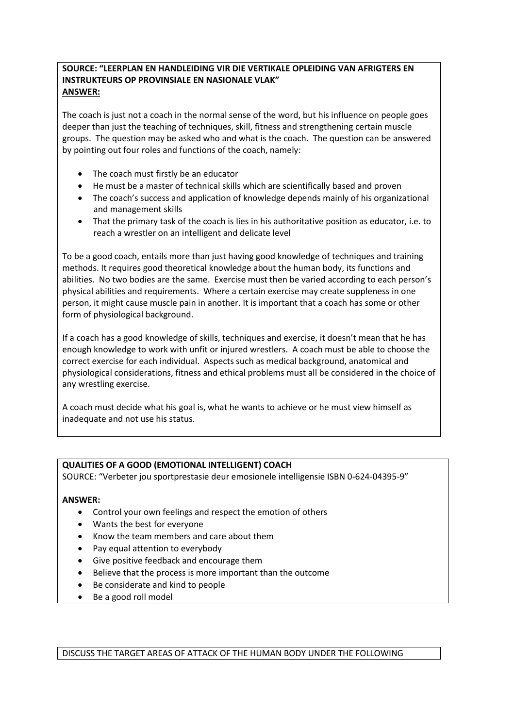**SOURCE: "LEERPLAN EN HANDLEIDING VIR DIE VERTIKALE OPLEIDING VAN AFRIGTERS EN INSTRUKTEURS OP PROVINSIALE EN NASIONALE VLAK"**
**ANSWER:**

The coach is just not a coach in the normal sense of the word, but his influence on people goes deeper than just the teaching of techniques, skill, fitness and strengthening certain muscle groups. The question may be asked who and what is the coach. The question can be answered by pointing out four roles and functions of the coach, namely:

- The coach must firstly be an educator
- He must be a master of technical skills which are scientifically based and proven
- The coach's success and application of knowledge depends mainly of his organizational and management skills
- That the primary task of the coach is lies in his authoritative position as educator, i.e. to reach a wrestler on an intelligent and delicate level

To be a good coach, entails more than just having good knowledge of techniques and training methods. It requires good theoretical knowledge about the human body, its functions and abilities. No two bodies are the same. Exercise must then be varied according to each person's physical abilities and requirements. Where a certain exercise may create suppleness in one person, it might cause muscle pain in another. It is important that a coach has some or other form of physiological background.

If a coach has a good knowledge of skills, techniques and exercise, it doesn't mean that he has enough knowledge to work with unfit or injured wrestlers. A coach must be able to choose the correct exercise for each individual. Aspects such as medical background, anatomical and physiological considerations, fitness and ethical problems must all be considered in the choice of any wrestling exercise.

A coach must decide what his goal is, what he wants to achieve or he must view himself as inadequate and not use his status.

**QUALITIES OF A GOOD (EMOTIONAL INTELLIGENT) COACH**
SOURCE: "Verbeter jou sportprestasie deur emosionele intelligensie ISBN 0-624-04395-9"

**ANSWER:**

- Control your own feelings and respect the emotion of others
- Wants the best for everyone
- Know the team members and care about them
- Pay equal attention to everybody
- Give positive feedback and encourage them
- Believe that the process is more important than the outcome
- Be considerate and kind to people
- Be a good roll model

DISCUSS THE TARGET AREAS OF ATTACK OF THE HUMAN BODY UNDER THE FOLLOWING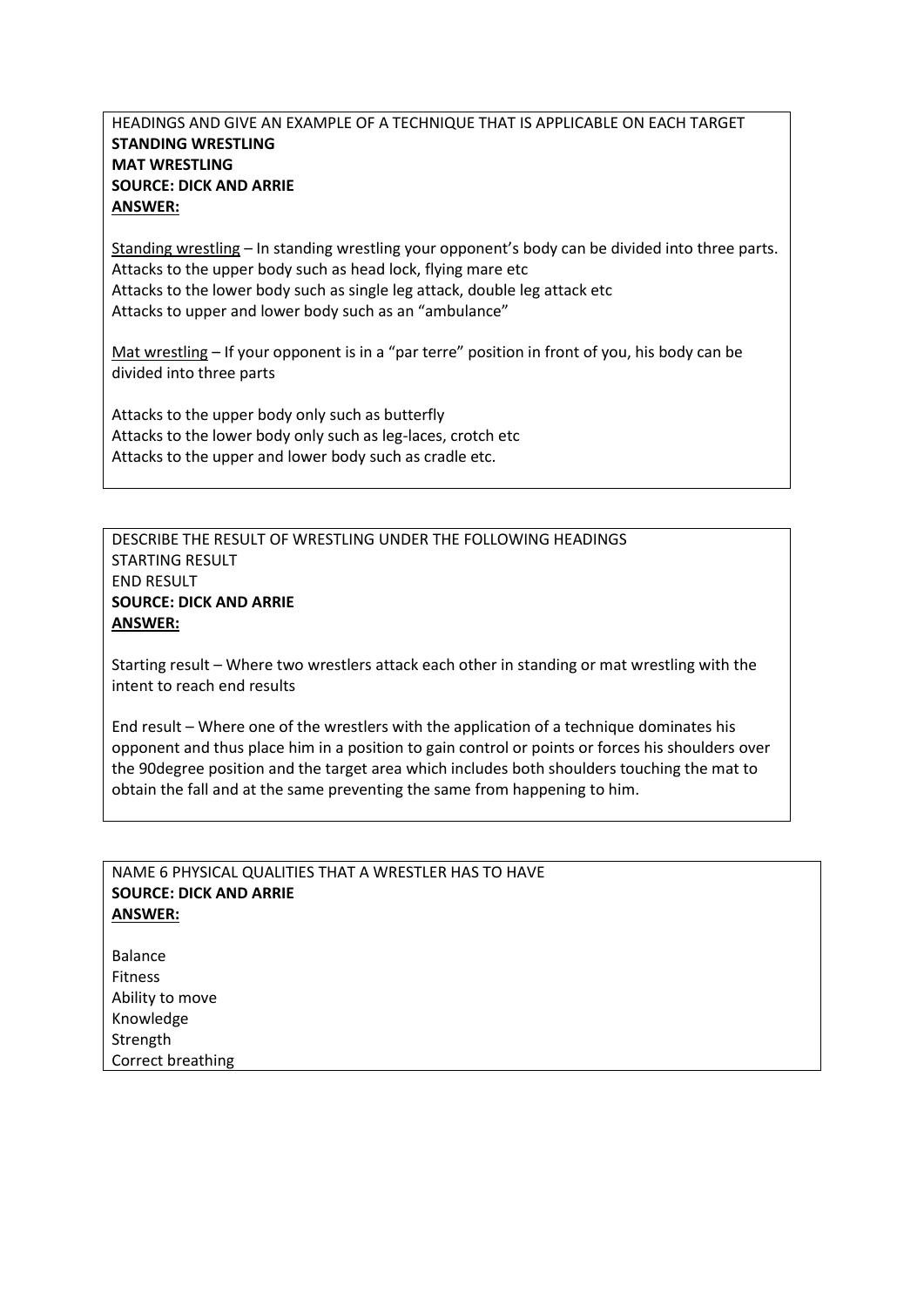HEADINGS AND GIVE AN EXAMPLE OF A TECHNIQUE THAT IS APPLICABLE ON EACH TARGET
**STANDING WRESTLING**
**MAT WRESTLING**
**SOURCE: DICK AND ARRIE**
**ANSWER:**

Standing wrestling – In standing wrestling your opponent's body can be divided into three parts.
Attacks to the upper body such as head lock, flying mare etc
Attacks to the lower body such as single leg attack, double leg attack etc
Attacks to upper and lower body such as an "ambulance"

Mat wrestling – If your opponent is in a "par terre" position in front of you, his body can be divided into three parts

Attacks to the upper body only such as butterfly
Attacks to the lower body only such as leg-laces, crotch etc
Attacks to the upper and lower body such as cradle etc.

DESCRIBE THE RESULT OF WRESTLING UNDER THE FOLLOWING HEADINGS
STARTING RESULT
END RESULT
**SOURCE: DICK AND ARRIE**
**ANSWER:**

Starting result – Where two wrestlers attack each other in standing or mat wrestling with the intent to reach end results

End result – Where one of the wrestlers with the application of a technique dominates his opponent and thus place him in a position to gain control or points or forces his shoulders over the 90degree position and the target area which includes both shoulders touching the mat to obtain the fall and at the same preventing the same from happening to him.

NAME 6 PHYSICAL QUALITIES THAT A WRESTLER HAS TO HAVE
**SOURCE: DICK AND ARRIE**
**ANSWER:**

Balance
Fitness
Ability to move
Knowledge
Strength
Correct breathing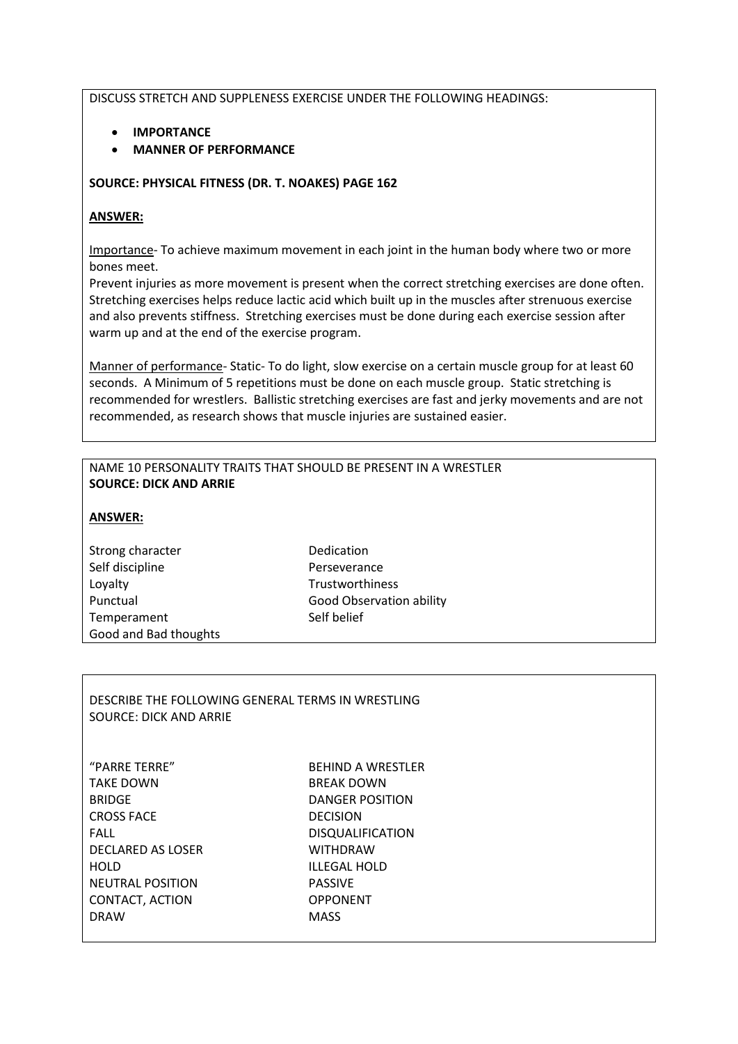DISCUSS STRETCH AND SUPPLENESS EXERCISE UNDER THE FOLLOWING HEADINGS:

- **IMPORTANCE**
- **MANNER OF PERFORMANCE**

**SOURCE: PHYSICAL FITNESS (DR. T. NOAKES) PAGE 162**

**ANSWER:**

Importance- To achieve maximum movement in each joint in the human body where two or more bones meet.
Prevent injuries as more movement is present when the correct stretching exercises are done often. Stretching exercises helps reduce lactic acid which built up in the muscles after strenuous exercise and also prevents stiffness. Stretching exercises must be done during each exercise session after warm up and at the end of the exercise program.

Manner of performance- Static- To do light, slow exercise on a certain muscle group for at least 60 seconds. A Minimum of 5 repetitions must be done on each muscle group. Static stretching is recommended for wrestlers. Ballistic stretching exercises are fast and jerky movements and are not recommended, as research shows that muscle injuries are sustained easier.

NAME 10 PERSONALITY TRAITS THAT SHOULD BE PRESENT IN A WRESTLER
**SOURCE: DICK AND ARRIE**

**ANSWER:**

| | |
|---|---|
| Strong character | Dedication |
| Self discipline | Perseverance |
| Loyalty | Trustworthiness |
| Punctual | Good Observation ability |
| Temperament | Self belief |
| Good and Bad thoughts | |

DESCRIBE THE FOLLOWING GENERAL TERMS IN WRESTLING
SOURCE: DICK AND ARRIE

| | |
|---|---|
| "PARRE TERRE" | BEHIND A WRESTLER |
| TAKE DOWN | BREAK DOWN |
| BRIDGE | DANGER POSITION |
| CROSS FACE | DECISION |
| FALL | DISQUALIFICATION |
| DECLARED AS LOSER | WITHDRAW |
| HOLD | ILLEGAL HOLD |
| NEUTRAL POSITION | PASSIVE |
| CONTACT, ACTION | OPPONENT |
| DRAW | MASS |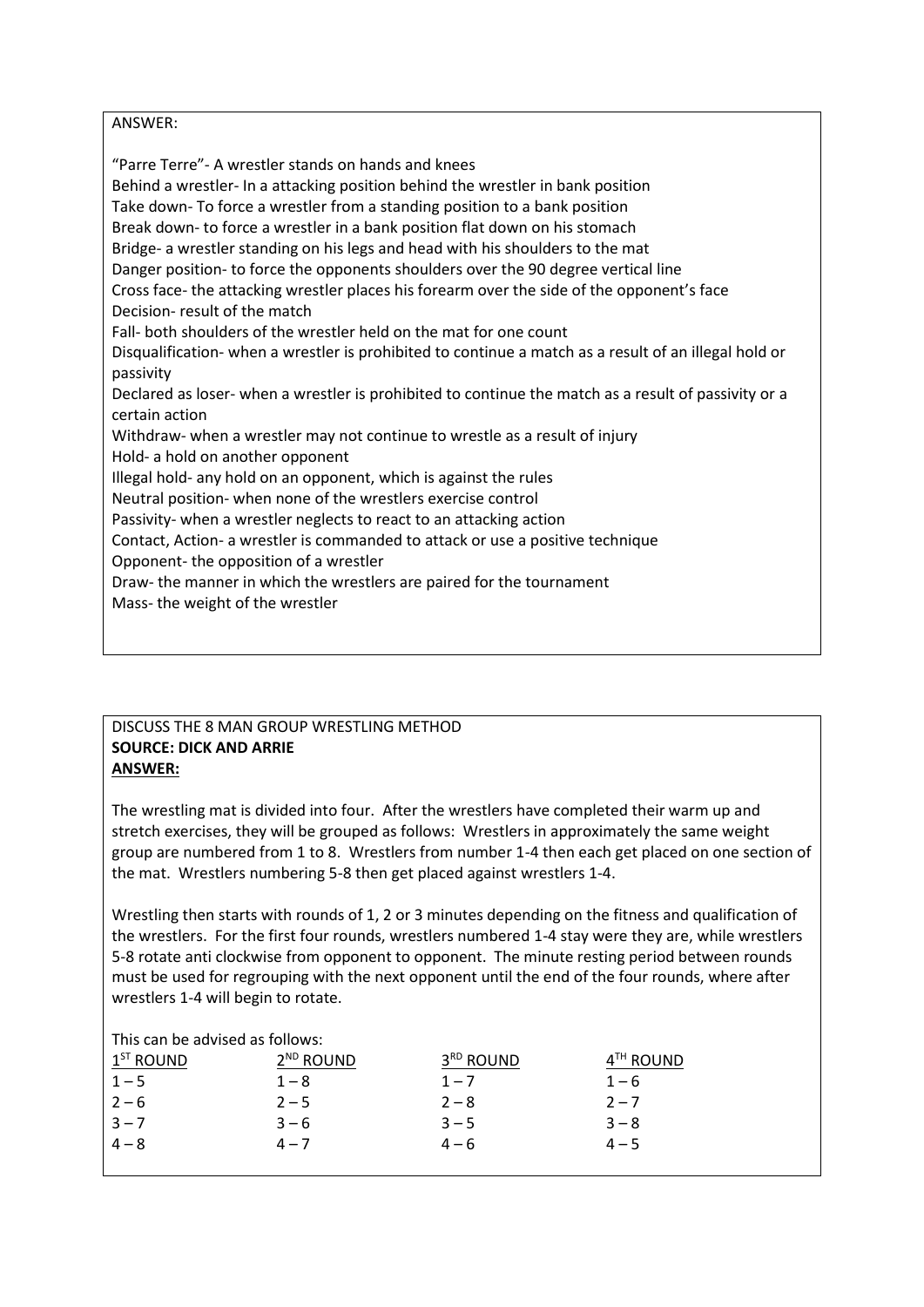ANSWER:

"Parre Terre"- A wrestler stands on hands and knees
Behind a wrestler- In a attacking position behind the wrestler in bank position
Take down- To force a wrestler from a standing position to a bank position
Break down- to force a wrestler in a bank position flat down on his stomach
Bridge- a wrestler standing on his legs and head with his shoulders to the mat
Danger position- to force the opponents shoulders over the 90 degree vertical line
Cross face- the attacking wrestler places his forearm over the side of the opponent's face
Decision- result of the match
Fall- both shoulders of the wrestler held on the mat for one count
Disqualification- when a wrestler is prohibited to continue a match as a result of an illegal hold or passivity
Declared as loser- when a wrestler is prohibited to continue the match as a result of passivity or a certain action
Withdraw- when a wrestler may not continue to wrestle as a result of injury
Hold- a hold on another opponent
Illegal hold- any hold on an opponent, which is against the rules
Neutral position- when none of the wrestlers exercise control
Passivity- when a wrestler neglects to react to an attacking action
Contact, Action- a wrestler is commanded to attack or use a positive technique
Opponent- the opposition of a wrestler
Draw- the manner in which the wrestlers are paired for the tournament
Mass- the weight of the wrestler

DISCUSS THE 8 MAN GROUP WRESTLING METHOD
**SOURCE: DICK AND ARRIE**
**ANSWER:**

The wrestling mat is divided into four. After the wrestlers have completed their warm up and stretch exercises, they will be grouped as follows: Wrestlers in approximately the same weight group are numbered from 1 to 8. Wrestlers from number 1-4 then each get placed on one section of the mat. Wrestlers numbering 5-8 then get placed against wrestlers 1-4.

Wrestling then starts with rounds of 1, 2 or 3 minutes depending on the fitness and qualification of the wrestlers. For the first four rounds, wrestlers numbered 1-4 stay were they are, while wrestlers 5-8 rotate anti clockwise from opponent to opponent. The minute resting period between rounds must be used for regrouping with the next opponent until the end of the four rounds, where after wrestlers 1-4 will begin to rotate.

This can be advised as follows:

| 1ST ROUND | 2ND ROUND | 3RD ROUND | 4TH ROUND |
|---|---|---|---|
| 1 – 5 | 1 – 8 | 1 – 7 | 1 – 6 |
| 2 – 6 | 2 – 5 | 2 – 8 | 2 – 7 |
| 3 – 7 | 3 – 6 | 3 – 5 | 3 – 8 |
| 4 – 8 | 4 – 7 | 4 – 6 | 4 – 5 |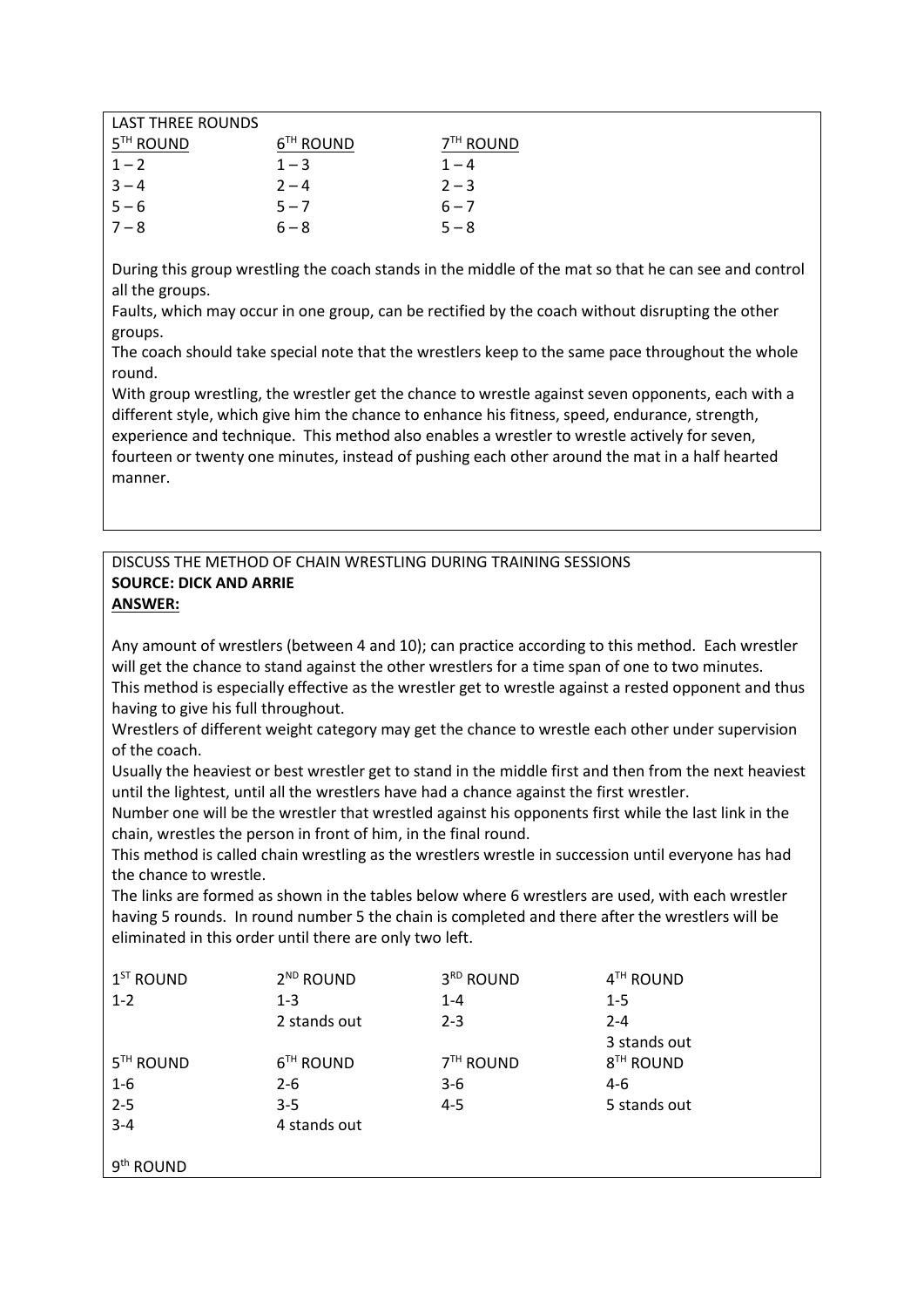LAST THREE ROUNDS

| 5TH ROUND | 6TH ROUND | 7TH ROUND |
|---|---|---|
| 1 – 2 | 1 – 3 | 1 – 4 |
| 3 – 4 | 2 – 4 | 2 – 3 |
| 5 – 6 | 5 – 7 | 6 – 7 |
| 7 – 8 | 6 – 8 | 5 – 8 |

During this group wrestling the coach stands in the middle of the mat so that he can see and control all the groups.

Faults, which may occur in one group, can be rectified by the coach without disrupting the other groups.

The coach should take special note that the wrestlers keep to the same pace throughout the whole round.

With group wrestling, the wrestler get the chance to wrestle against seven opponents, each with a different style, which give him the chance to enhance his fitness, speed, endurance, strength, experience and technique. This method also enables a wrestler to wrestle actively for seven, fourteen or twenty one minutes, instead of pushing each other around the mat in a half hearted manner.

DISCUSS THE METHOD OF CHAIN WRESTLING DURING TRAINING SESSIONS

**SOURCE: DICK AND ARRIE**

**ANSWER:**

Any amount of wrestlers (between 4 and 10); can practice according to this method. Each wrestler will get the chance to stand against the other wrestlers for a time span of one to two minutes.

This method is especially effective as the wrestler get to wrestle against a rested opponent and thus having to give his full throughout.

Wrestlers of different weight category may get the chance to wrestle each other under supervision of the coach.

Usually the heaviest or best wrestler get to stand in the middle first and then from the next heaviest until the lightest, until all the wrestlers have had a chance against the first wrestler.

Number one will be the wrestler that wrestled against his opponents first while the last link in the chain, wrestles the person in front of him, in the final round.

This method is called chain wrestling as the wrestlers wrestle in succession until everyone has had the chance to wrestle.

The links are formed as shown in the tables below where 6 wrestlers are used, with each wrestler having 5 rounds. In round number 5 the chain is completed and there after the wrestlers will be eliminated in this order until there are only two left.

| 1ST ROUND | 2ND ROUND | 3RD ROUND | 4TH ROUND |
|---|---|---|---|
| 1-2 | 1-3 | 1-4 | 1-5 |
| | 2 stands out | 2-3 | 2-4 |
| | | | 3 stands out |
| **5TH ROUND** | **6TH ROUND** | **7TH ROUND** | **8TH ROUND** |
| 1-6 | 2-6 | 3-6 | 4-6 |
| 2-5 | 3-5 | 4-5 | 5 stands out |
| 3-4 | 4 stands out | | |

9th ROUND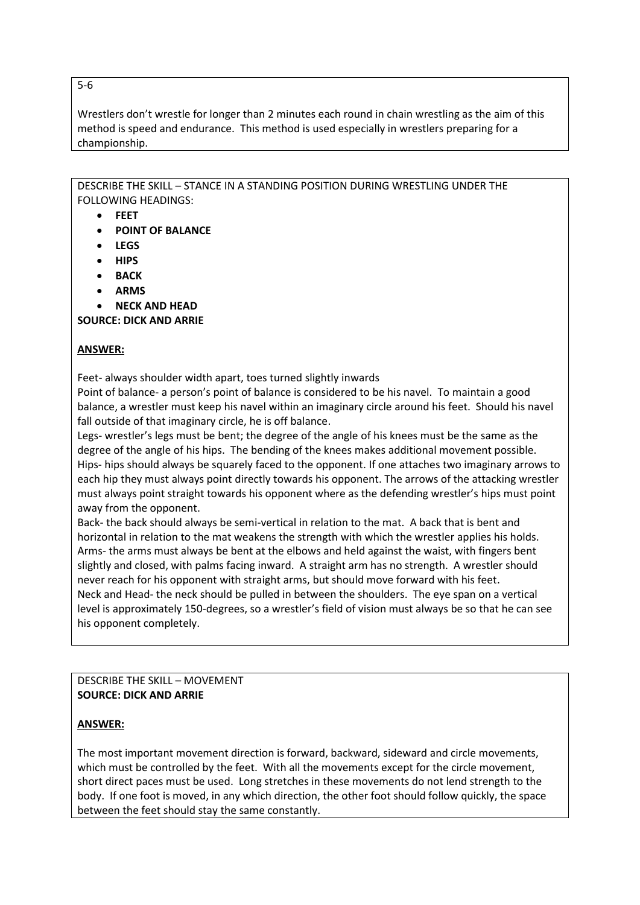5-6

Wrestlers don't wrestle for longer than 2 minutes each round in chain wrestling as the aim of this method is speed and endurance. This method is used especially in wrestlers preparing for a championship.

DESCRIBE THE SKILL – STANCE IN A STANDING POSITION DURING WRESTLING UNDER THE FOLLOWING HEADINGS:

- **FEET**
- **POINT OF BALANCE**
- **LEGS**
- **HIPS**
- **BACK**
- **ARMS**
- **NECK AND HEAD**

**SOURCE: DICK AND ARRIE**

**ANSWER:**

Feet- always shoulder width apart, toes turned slightly inwards
Point of balance- a person's point of balance is considered to be his navel. To maintain a good balance, a wrestler must keep his navel within an imaginary circle around his feet. Should his navel fall outside of that imaginary circle, he is off balance.
Legs- wrestler's legs must be bent; the degree of the angle of his knees must be the same as the degree of the angle of his hips. The bending of the knees makes additional movement possible.
Hips- hips should always be squarely faced to the opponent. If one attaches two imaginary arrows to each hip they must always point directly towards his opponent. The arrows of the attacking wrestler must always point straight towards his opponent where as the defending wrestler's hips must point away from the opponent.
Back- the back should always be semi-vertical in relation to the mat. A back that is bent and horizontal in relation to the mat weakens the strength with which the wrestler applies his holds.
Arms- the arms must always be bent at the elbows and held against the waist, with fingers bent slightly and closed, with palms facing inward. A straight arm has no strength. A wrestler should never reach for his opponent with straight arms, but should move forward with his feet.
Neck and Head- the neck should be pulled in between the shoulders. The eye span on a vertical level is approximately 150-degrees, so a wrestler's field of vision must always be so that he can see his opponent completely.

DESCRIBE THE SKILL – MOVEMENT
**SOURCE: DICK AND ARRIE**

**ANSWER:**

The most important movement direction is forward, backward, sideward and circle movements, which must be controlled by the feet. With all the movements except for the circle movement, short direct paces must be used. Long stretches in these movements do not lend strength to the body. If one foot is moved, in any which direction, the other foot should follow quickly, the space between the feet should stay the same constantly.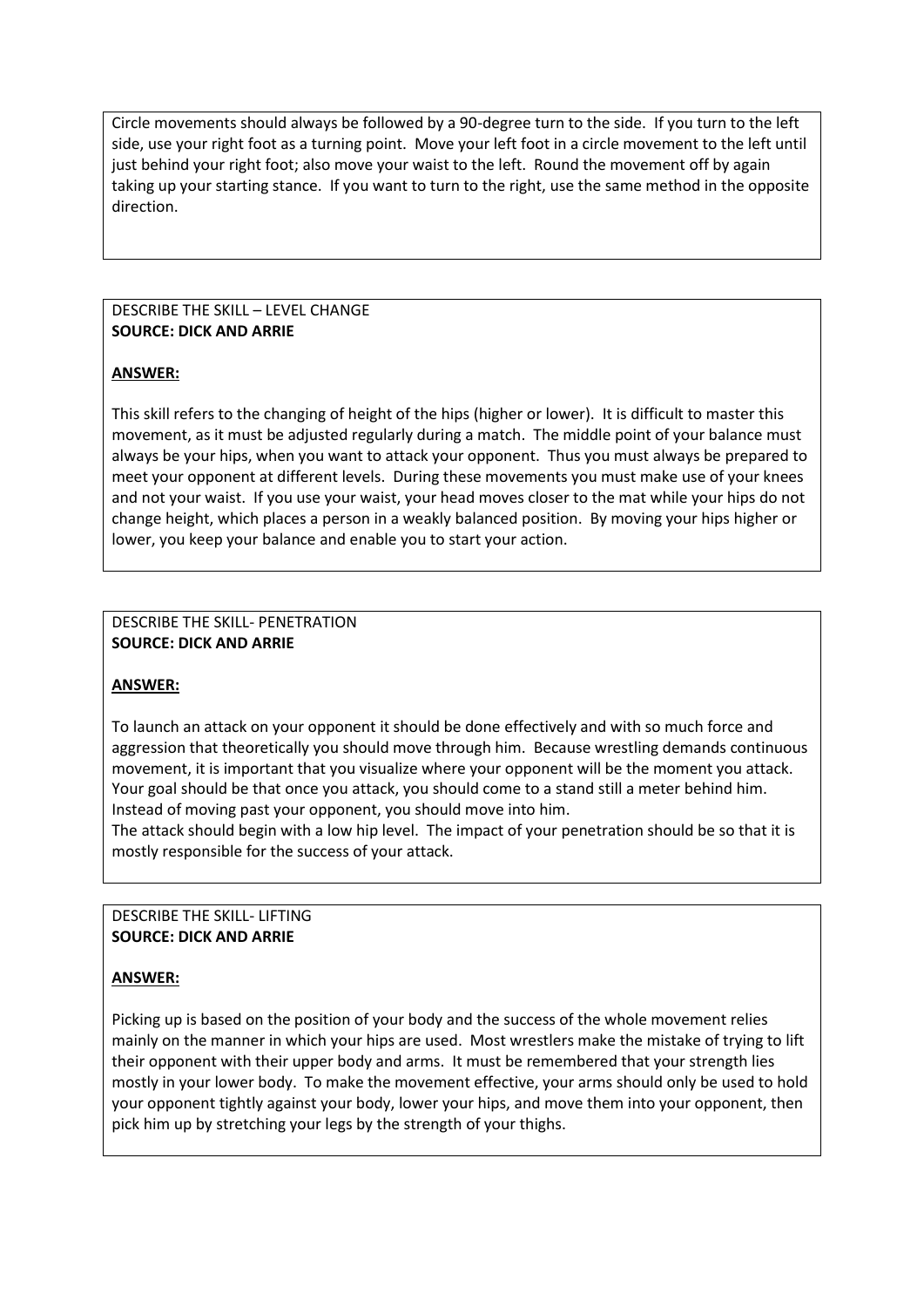Circle movements should always be followed by a 90-degree turn to the side. If you turn to the left side, use your right foot as a turning point. Move your left foot in a circle movement to the left until just behind your right foot; also move your waist to the left. Round the movement off by again taking up your starting stance. If you want to turn to the right, use the same method in the opposite direction.

DESCRIBE THE SKILL – LEVEL CHANGE
**SOURCE: DICK AND ARRIE**

**ANSWER:**

This skill refers to the changing of height of the hips (higher or lower). It is difficult to master this movement, as it must be adjusted regularly during a match. The middle point of your balance must always be your hips, when you want to attack your opponent. Thus you must always be prepared to meet your opponent at different levels. During these movements you must make use of your knees and not your waist. If you use your waist, your head moves closer to the mat while your hips do not change height, which places a person in a weakly balanced position. By moving your hips higher or lower, you keep your balance and enable you to start your action.

DESCRIBE THE SKILL- PENETRATION
**SOURCE: DICK AND ARRIE**

**ANSWER:**

To launch an attack on your opponent it should be done effectively and with so much force and aggression that theoretically you should move through him. Because wrestling demands continuous movement, it is important that you visualize where your opponent will be the moment you attack. Your goal should be that once you attack, you should come to a stand still a meter behind him. Instead of moving past your opponent, you should move into him.
The attack should begin with a low hip level. The impact of your penetration should be so that it is mostly responsible for the success of your attack.

DESCRIBE THE SKILL- LIFTING
**SOURCE: DICK AND ARRIE**

**ANSWER:**

Picking up is based on the position of your body and the success of the whole movement relies mainly on the manner in which your hips are used. Most wrestlers make the mistake of trying to lift their opponent with their upper body and arms. It must be remembered that your strength lies mostly in your lower body. To make the movement effective, your arms should only be used to hold your opponent tightly against your body, lower your hips, and move them into your opponent, then pick him up by stretching your legs by the strength of your thighs.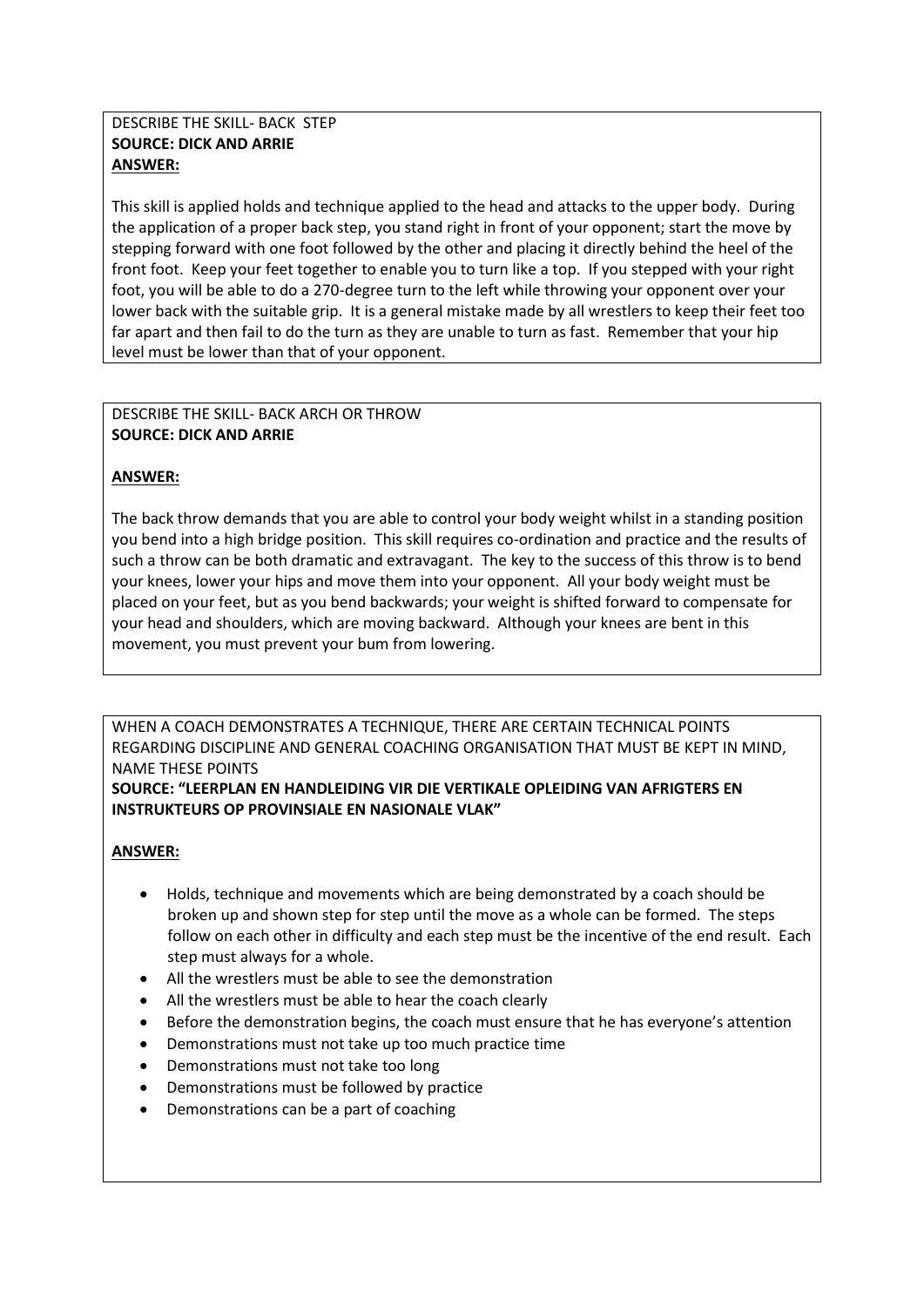DESCRIBE THE SKILL- BACK STEP
**SOURCE: DICK AND ARRIE**
**ANSWER:**

This skill is applied holds and technique applied to the head and attacks to the upper body. During the application of a proper back step, you stand right in front of your opponent; start the move by stepping forward with one foot followed by the other and placing it directly behind the heel of the front foot. Keep your feet together to enable you to turn like a top. If you stepped with your right foot, you will be able to do a 270-degree turn to the left while throwing your opponent over your lower back with the suitable grip. It is a general mistake made by all wrestlers to keep their feet too far apart and then fail to do the turn as they are unable to turn as fast. Remember that your hip level must be lower than that of your opponent.

DESCRIBE THE SKILL- BACK ARCH OR THROW
**SOURCE: DICK AND ARRIE**

**ANSWER:**

The back throw demands that you are able to control your body weight whilst in a standing position you bend into a high bridge position. This skill requires co-ordination and practice and the results of such a throw can be both dramatic and extravagant. The key to the success of this throw is to bend your knees, lower your hips and move them into your opponent. All your body weight must be placed on your feet, but as you bend backwards; your weight is shifted forward to compensate for your head and shoulders, which are moving backward. Although your knees are bent in this movement, you must prevent your bum from lowering.

WHEN A COACH DEMONSTRATES A TECHNIQUE, THERE ARE CERTAIN TECHNICAL POINTS REGARDING DISCIPLINE AND GENERAL COACHING ORGANISATION THAT MUST BE KEPT IN MIND, NAME THESE POINTS
**SOURCE: "LEERPLAN EN HANDLEIDING VIR DIE VERTIKALE OPLEIDING VAN AFRIGTERS EN INSTRUKTEURS OP PROVINSIALE EN NASIONALE VLAK"**

**ANSWER:**

- Holds, technique and movements which are being demonstrated by a coach should be broken up and shown step for step until the move as a whole can be formed. The steps follow on each other in difficulty and each step must be the incentive of the end result. Each step must always for a whole.
- All the wrestlers must be able to see the demonstration
- All the wrestlers must be able to hear the coach clearly
- Before the demonstration begins, the coach must ensure that he has everyone's attention
- Demonstrations must not take up too much practice time
- Demonstrations must not take too long
- Demonstrations must be followed by practice
- Demonstrations can be a part of coaching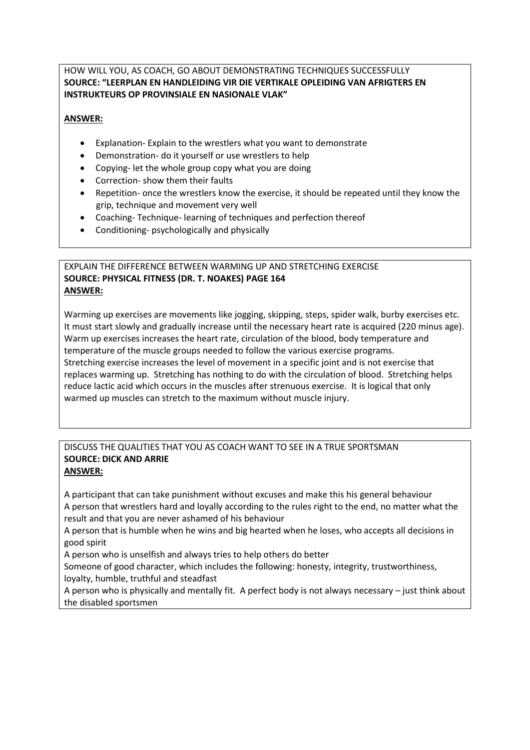HOW WILL YOU, AS COACH, GO ABOUT DEMONSTRATING TECHNIQUES SUCCESSFULLY
**SOURCE: "LEERPLAN EN HANDLEIDING VIR DIE VERTIKALE OPLEIDING VAN AFRIGTERS EN INSTRUKTEURS OP PROVINSIALE EN NASIONALE VLAK"**

**ANSWER:**

- Explanation- Explain to the wrestlers what you want to demonstrate
- Demonstration- do it yourself or use wrestlers to help
- Copying- let the whole group copy what you are doing
- Correction- show them their faults
- Repetition- once the wrestlers know the exercise, it should be repeated until they know the grip, technique and movement very well
- Coaching- Technique- learning of techniques and perfection thereof
- Conditioning- psychologically and physically

EXPLAIN THE DIFFERENCE BETWEEN WARMING UP AND STRETCHING EXERCISE
**SOURCE: PHYSICAL FITNESS (DR. T. NOAKES) PAGE 164**
**ANSWER:**

Warming up exercises are movements like jogging, skipping, steps, spider walk, burby exercises etc. It must start slowly and gradually increase until the necessary heart rate is acquired (220 minus age). Warm up exercises increases the heart rate, circulation of the blood, body temperature and temperature of the muscle groups needed to follow the various exercise programs.
Stretching exercise increases the level of movement in a specific joint and is not exercise that replaces warming up. Stretching has nothing to do with the circulation of blood. Stretching helps reduce lactic acid which occurs in the muscles after strenuous exercise. It is logical that only warmed up muscles can stretch to the maximum without muscle injury.

DISCUSS THE QUALITIES THAT YOU AS COACH WANT TO SEE IN A TRUE SPORTSMAN
**SOURCE: DICK AND ARRIE**
**ANSWER:**

A participant that can take punishment without excuses and make this his general behaviour
A person that wrestlers hard and loyally according to the rules right to the end, no matter what the result and that you are never ashamed of his behaviour
A person that is humble when he wins and big hearted when he loses, who accepts all decisions in good spirit
A person who is unselfish and always tries to help others do better
Someone of good character, which includes the following: honesty, integrity, trustworthiness, loyalty, humble, truthful and steadfast
A person who is physically and mentally fit. A perfect body is not always necessary – just think about the disabled sportsmen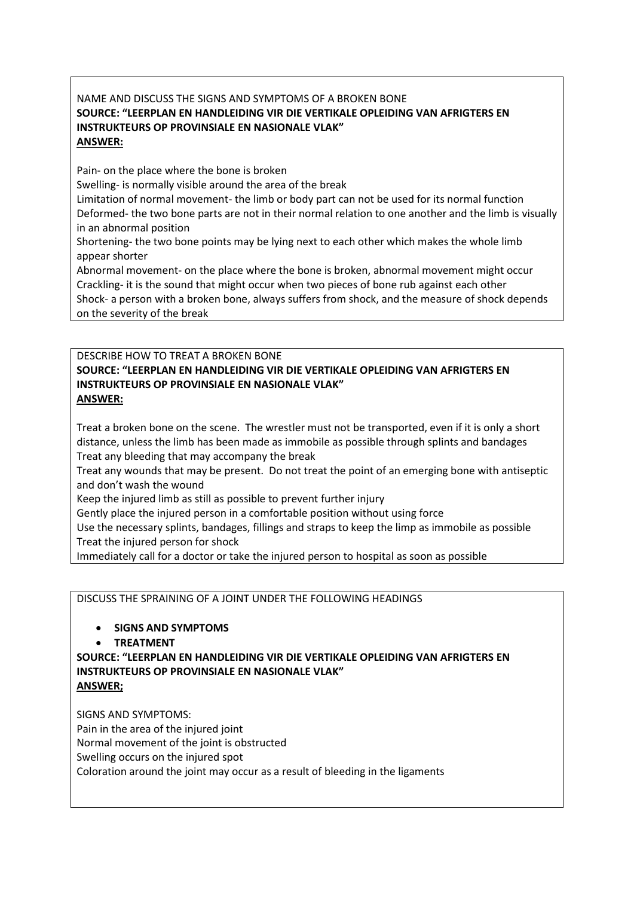NAME AND DISCUSS THE SIGNS AND SYMPTOMS OF A BROKEN BONE

**SOURCE: "LEERPLAN EN HANDLEIDING VIR DIE VERTIKALE OPLEIDING VAN AFRIGTERS EN INSTRUKTEURS OP PROVINSIALE EN NASIONALE VLAK"**

**ANSWER:**

Pain- on the place where the bone is broken

Swelling- is normally visible around the area of the break

Limitation of normal movement- the limb or body part can not be used for its normal function

Deformed- the two bone parts are not in their normal relation to one another and the limb is visually in an abnormal position

Shortening- the two bone points may be lying next to each other which makes the whole limb appear shorter

Abnormal movement- on the place where the bone is broken, abnormal movement might occur

Crackling- it is the sound that might occur when two pieces of bone rub against each other

Shock- a person with a broken bone, always suffers from shock, and the measure of shock depends on the severity of the break

DESCRIBE HOW TO TREAT A BROKEN BONE

**SOURCE: "LEERPLAN EN HANDLEIDING VIR DIE VERTIKALE OPLEIDING VAN AFRIGTERS EN INSTRUKTEURS OP PROVINSIALE EN NASIONALE VLAK"**

**ANSWER:**

Treat a broken bone on the scene. The wrestler must not be transported, even if it is only a short distance, unless the limb has been made as immobile as possible through splints and bandages

Treat any bleeding that may accompany the break

Treat any wounds that may be present. Do not treat the point of an emerging bone with antiseptic and don't wash the wound

Keep the injured limb as still as possible to prevent further injury

Gently place the injured person in a comfortable position without using force

Use the necessary splints, bandages, fillings and straps to keep the limp as immobile as possible

Treat the injured person for shock

Immediately call for a doctor or take the injured person to hospital as soon as possible

DISCUSS THE SPRAINING OF A JOINT UNDER THE FOLLOWING HEADINGS

- **SIGNS AND SYMPTOMS**
- **TREATMENT**

**SOURCE: "LEERPLAN EN HANDLEIDING VIR DIE VERTIKALE OPLEIDING VAN AFRIGTERS EN INSTRUKTEURS OP PROVINSIALE EN NASIONALE VLAK"**

**ANSWER;**

SIGNS AND SYMPTOMS:

Pain in the area of the injured joint

Normal movement of the joint is obstructed

Swelling occurs on the injured spot

Coloration around the joint may occur as a result of bleeding in the ligaments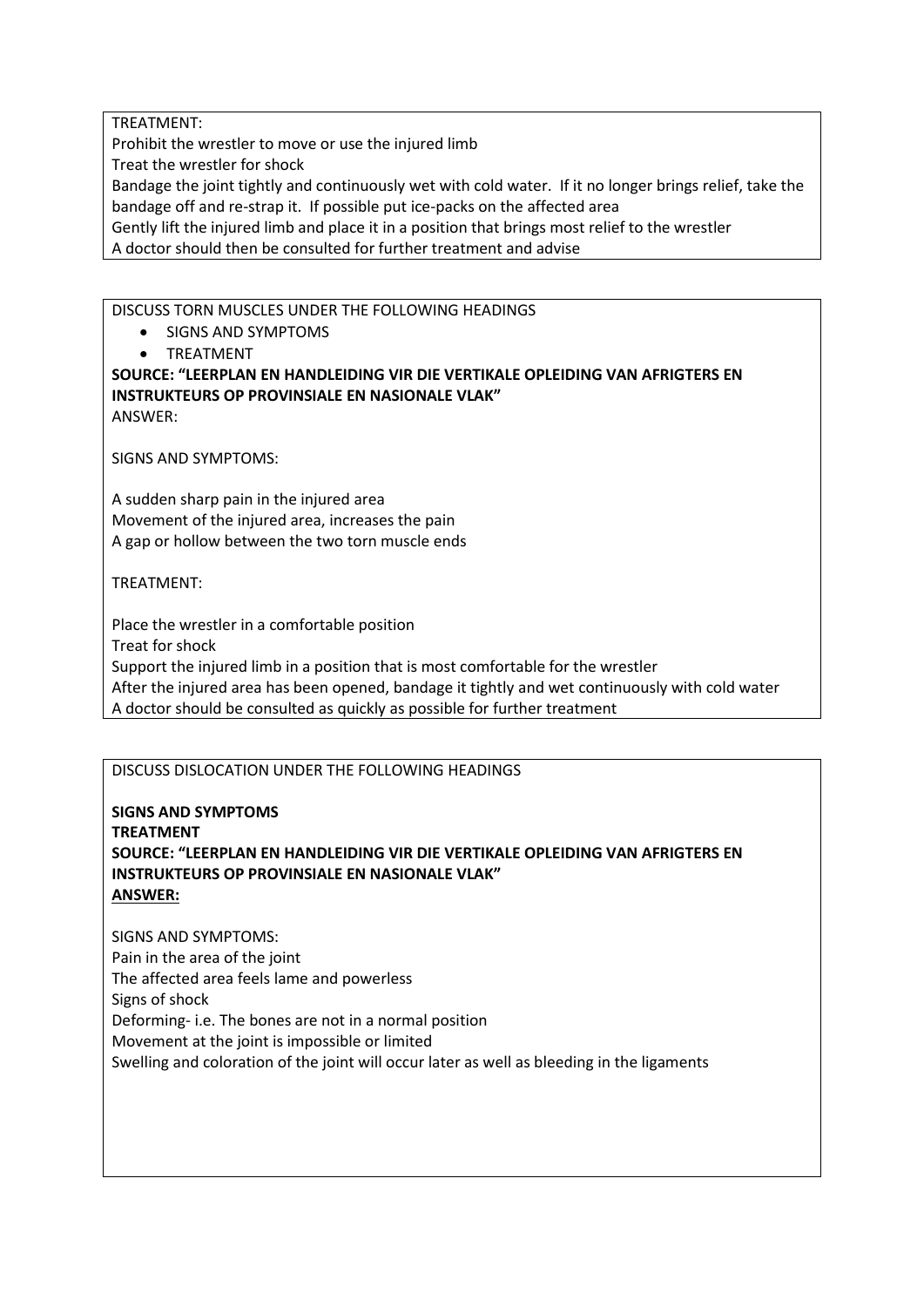TREATMENT:

Prohibit the wrestler to move or use the injured limb
Treat the wrestler for shock
Bandage the joint tightly and continuously wet with cold water. If it no longer brings relief, take the bandage off and re-strap it. If possible put ice-packs on the affected area
Gently lift the injured limb and place it in a position that brings most relief to the wrestler
A doctor should then be consulted for further treatment and advise

DISCUSS TORN MUSCLES UNDER THE FOLLOWING HEADINGS

- SIGNS AND SYMPTOMS
- TREATMENT

**SOURCE: "LEERPLAN EN HANDLEIDING VIR DIE VERTIKALE OPLEIDING VAN AFRIGTERS EN INSTRUKTEURS OP PROVINSIALE EN NASIONALE VLAK"**

ANSWER:

SIGNS AND SYMPTOMS:

A sudden sharp pain in the injured area
Movement of the injured area, increases the pain
A gap or hollow between the two torn muscle ends

TREATMENT:

Place the wrestler in a comfortable position
Treat for shock
Support the injured limb in a position that is most comfortable for the wrestler
After the injured area has been opened, bandage it tightly and wet continuously with cold water
A doctor should be consulted as quickly as possible for further treatment

DISCUSS DISLOCATION UNDER THE FOLLOWING HEADINGS

**SIGNS AND SYMPTOMS**
**TREATMENT**
**SOURCE: "LEERPLAN EN HANDLEIDING VIR DIE VERTIKALE OPLEIDING VAN AFRIGTERS EN INSTRUKTEURS OP PROVINSIALE EN NASIONALE VLAK"**
**ANSWER:**

SIGNS AND SYMPTOMS:
Pain in the area of the joint
The affected area feels lame and powerless
Signs of shock
Deforming- i.e. The bones are not in a normal position
Movement at the joint is impossible or limited
Swelling and coloration of the joint will occur later as well as bleeding in the ligaments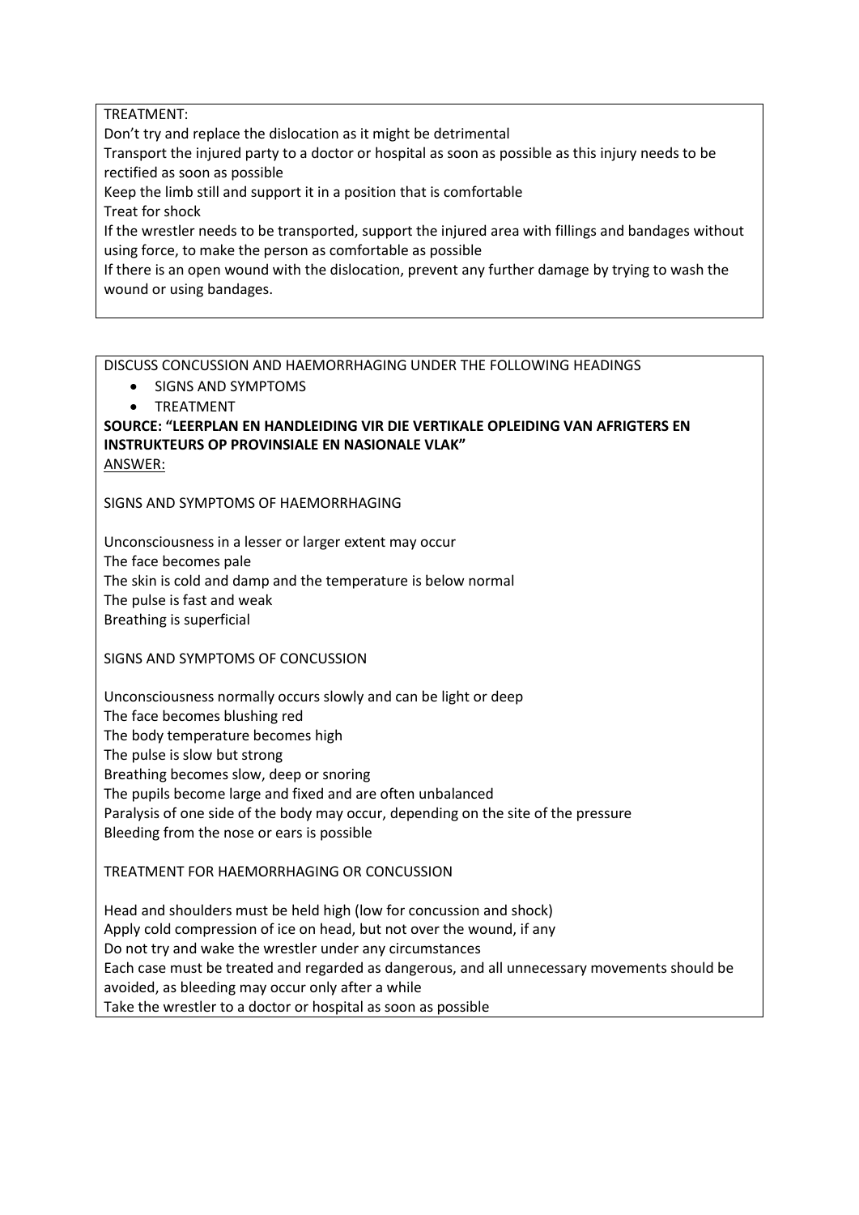TREATMENT:

Don't try and replace the dislocation as it might be detrimental

Transport the injured party to a doctor or hospital as soon as possible as this injury needs to be rectified as soon as possible

Keep the limb still and support it in a position that is comfortable

Treat for shock

If the wrestler needs to be transported, support the injured area with fillings and bandages without using force, to make the person as comfortable as possible

If there is an open wound with the dislocation, prevent any further damage by trying to wash the wound or using bandages.

---

DISCUSS CONCUSSION AND HAEMORRHAGING UNDER THE FOLLOWING HEADINGS

- SIGNS AND SYMPTOMS
- TREATMENT

**SOURCE: "LEERPLAN EN HANDLEIDING VIR DIE VERTIKALE OPLEIDING VAN AFRIGTERS EN INSTRUKTEURS OP PROVINSIALE EN NASIONALE VLAK"**

ANSWER:

SIGNS AND SYMPTOMS OF HAEMORRHAGING

Unconsciousness in a lesser or larger extent may occur

The face becomes pale

The skin is cold and damp and the temperature is below normal

The pulse is fast and weak

Breathing is superficial

SIGNS AND SYMPTOMS OF CONCUSSION

Unconsciousness normally occurs slowly and can be light or deep

The face becomes blushing red

The body temperature becomes high

The pulse is slow but strong

Breathing becomes slow, deep or snoring

The pupils become large and fixed and are often unbalanced

Paralysis of one side of the body may occur, depending on the site of the pressure

Bleeding from the nose or ears is possible

TREATMENT FOR HAEMORRHAGING OR CONCUSSION

Head and shoulders must be held high (low for concussion and shock)

Apply cold compression of ice on head, but not over the wound, if any

Do not try and wake the wrestler under any circumstances

Each case must be treated and regarded as dangerous, and all unnecessary movements should be avoided, as bleeding may occur only after a while

Take the wrestler to a doctor or hospital as soon as possible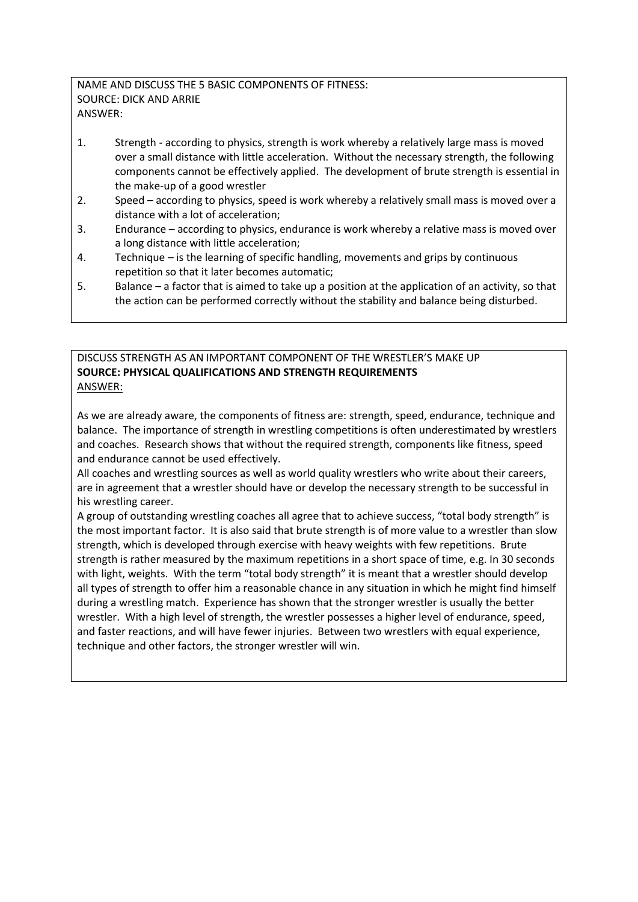NAME AND DISCUSS THE 5 BASIC COMPONENTS OF FITNESS:
SOURCE: DICK AND ARRIE
ANSWER:

1. Strength - according to physics, strength is work whereby a relatively large mass is moved over a small distance with little acceleration. Without the necessary strength, the following components cannot be effectively applied. The development of brute strength is essential in the make-up of a good wrestler
2. Speed – according to physics, speed is work whereby a relatively small mass is moved over a distance with a lot of acceleration;
3. Endurance – according to physics, endurance is work whereby a relative mass is moved over a long distance with little acceleration;
4. Technique – is the learning of specific handling, movements and grips by continuous repetition so that it later becomes automatic;
5. Balance – a factor that is aimed to take up a position at the application of an activity, so that the action can be performed correctly without the stability and balance being disturbed.

DISCUSS STRENGTH AS AN IMPORTANT COMPONENT OF THE WRESTLER'S MAKE UP
**SOURCE: PHYSICAL QUALIFICATIONS AND STRENGTH REQUIREMENTS**
ANSWER:

As we are already aware, the components of fitness are: strength, speed, endurance, technique and balance. The importance of strength in wrestling competitions is often underestimated by wrestlers and coaches. Research shows that without the required strength, components like fitness, speed and endurance cannot be used effectively.
All coaches and wrestling sources as well as world quality wrestlers who write about their careers, are in agreement that a wrestler should have or develop the necessary strength to be successful in his wrestling career.
A group of outstanding wrestling coaches all agree that to achieve success, "total body strength" is the most important factor. It is also said that brute strength is of more value to a wrestler than slow strength, which is developed through exercise with heavy weights with few repetitions. Brute strength is rather measured by the maximum repetitions in a short space of time, e.g. In 30 seconds with light, weights. With the term "total body strength" it is meant that a wrestler should develop all types of strength to offer him a reasonable chance in any situation in which he might find himself during a wrestling match. Experience has shown that the stronger wrestler is usually the better wrestler. With a high level of strength, the wrestler possesses a higher level of endurance, speed, and faster reactions, and will have fewer injuries. Between two wrestlers with equal experience, technique and other factors, the stronger wrestler will win.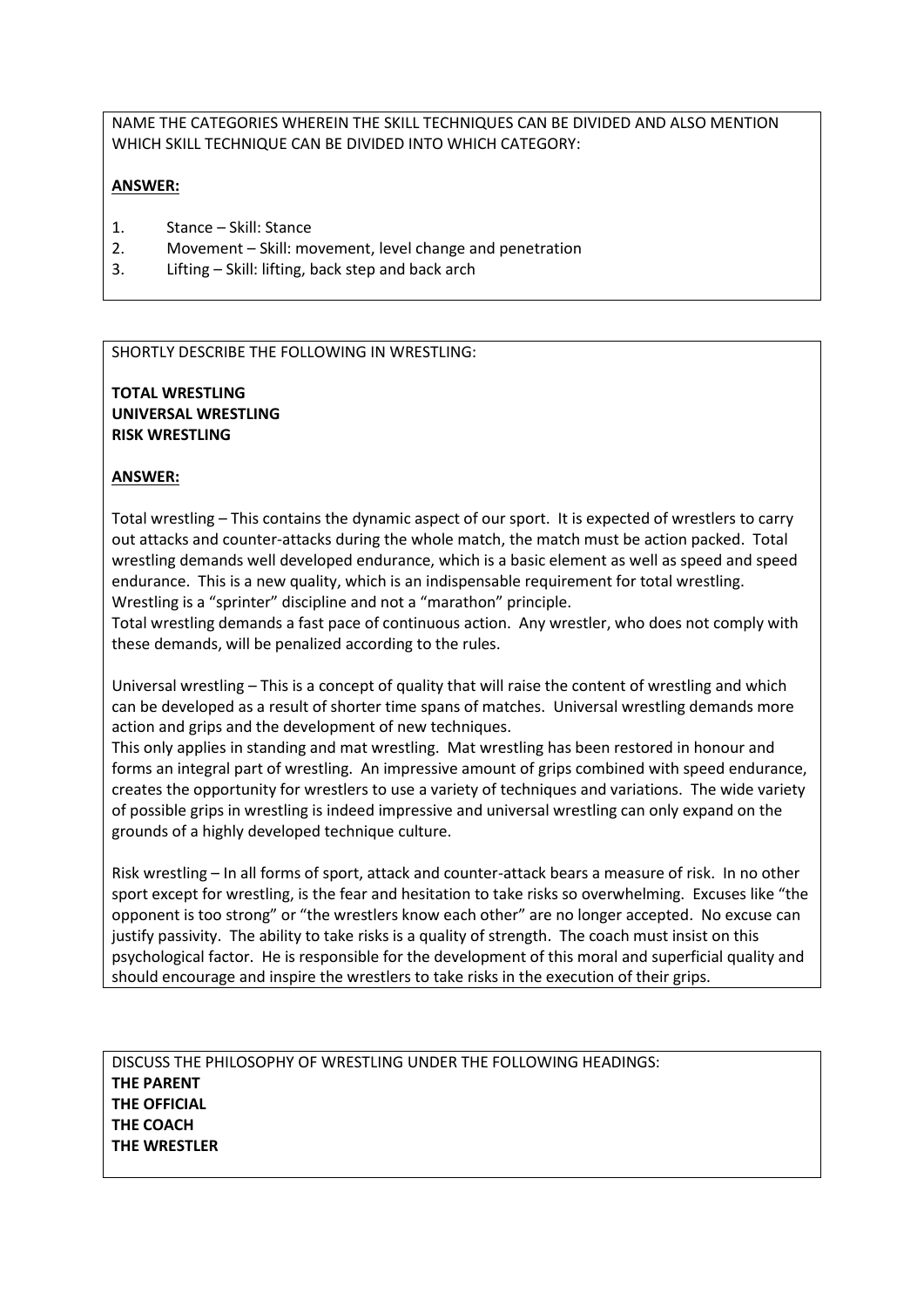NAME THE CATEGORIES WHEREIN THE SKILL TECHNIQUES CAN BE DIVIDED AND ALSO MENTION WHICH SKILL TECHNIQUE CAN BE DIVIDED INTO WHICH CATEGORY:

**ANSWER:**

1. Stance – Skill: Stance
2. Movement – Skill: movement, level change and penetration
3. Lifting – Skill: lifting, back step and back arch

SHORTLY DESCRIBE THE FOLLOWING IN WRESTLING:

**TOTAL WRESTLING**
**UNIVERSAL WRESTLING**
**RISK WRESTLING**

**ANSWER:**

Total wrestling – This contains the dynamic aspect of our sport. It is expected of wrestlers to carry out attacks and counter-attacks during the whole match, the match must be action packed. Total wrestling demands well developed endurance, which is a basic element as well as speed and speed endurance. This is a new quality, which is an indispensable requirement for total wrestling. Wrestling is a "sprinter" discipline and not a "marathon" principle.
Total wrestling demands a fast pace of continuous action. Any wrestler, who does not comply with these demands, will be penalized according to the rules.

Universal wrestling – This is a concept of quality that will raise the content of wrestling and which can be developed as a result of shorter time spans of matches. Universal wrestling demands more action and grips and the development of new techniques.
This only applies in standing and mat wrestling. Mat wrestling has been restored in honour and forms an integral part of wrestling. An impressive amount of grips combined with speed endurance, creates the opportunity for wrestlers to use a variety of techniques and variations. The wide variety of possible grips in wrestling is indeed impressive and universal wrestling can only expand on the grounds of a highly developed technique culture.

Risk wrestling – In all forms of sport, attack and counter-attack bears a measure of risk. In no other sport except for wrestling, is the fear and hesitation to take risks so overwhelming. Excuses like "the opponent is too strong" or "the wrestlers know each other" are no longer accepted. No excuse can justify passivity. The ability to take risks is a quality of strength. The coach must insist on this psychological factor. He is responsible for the development of this moral and superficial quality and should encourage and inspire the wrestlers to take risks in the execution of their grips.

DISCUSS THE PHILOSOPHY OF WRESTLING UNDER THE FOLLOWING HEADINGS:
**THE PARENT**
**THE OFFICIAL**
**THE COACH**
**THE WRESTLER**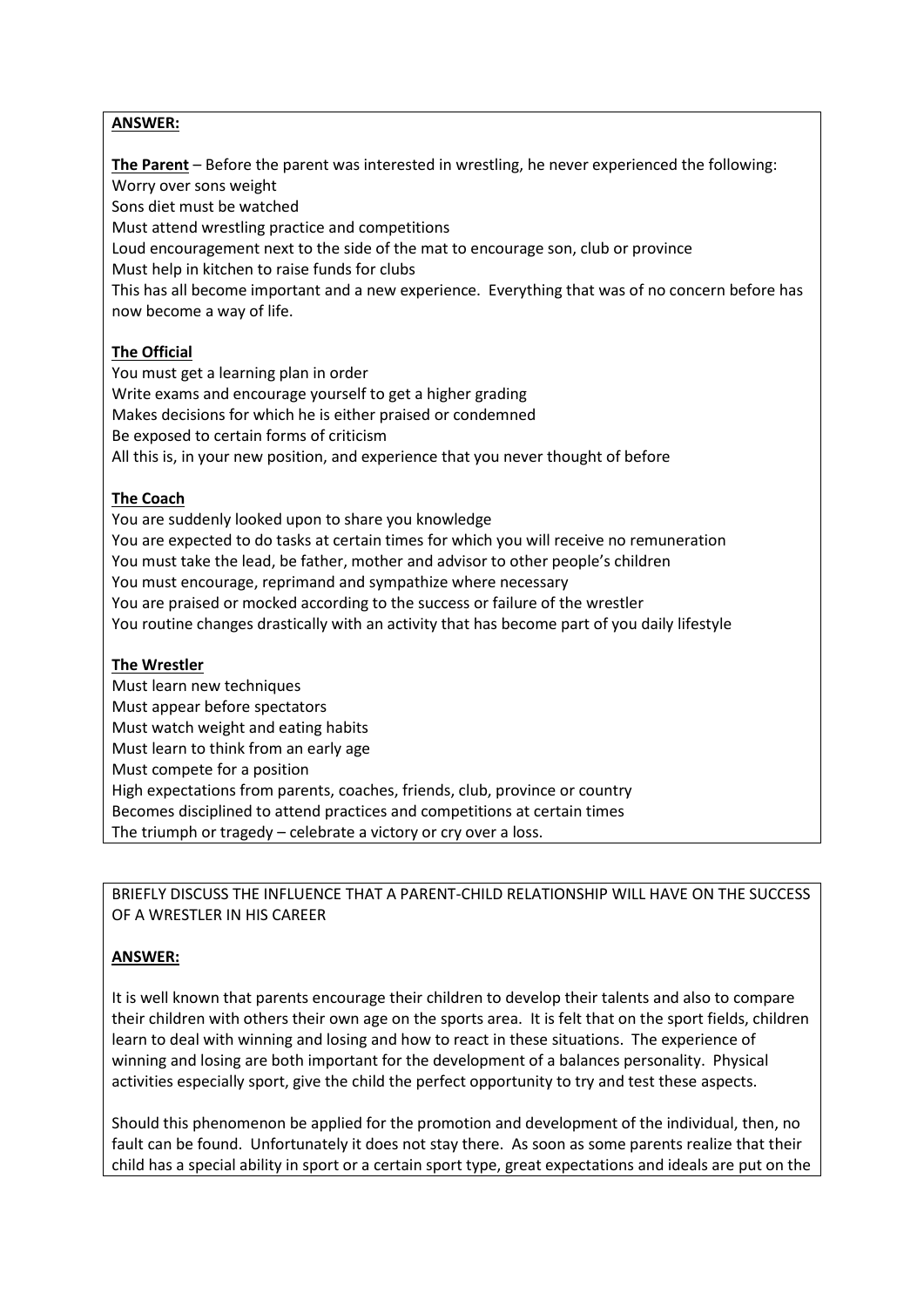**ANSWER:**

**The Parent** – Before the parent was interested in wrestling, he never experienced the following:
Worry over sons weight
Sons diet must be watched
Must attend wrestling practice and competitions
Loud encouragement next to the side of the mat to encourage son, club or province
Must help in kitchen to raise funds for clubs
This has all become important and a new experience. Everything that was of no concern before has now become a way of life.

**The Official**

You must get a learning plan in order
Write exams and encourage yourself to get a higher grading
Makes decisions for which he is either praised or condemned
Be exposed to certain forms of criticism
All this is, in your new position, and experience that you never thought of before

**The Coach**

You are suddenly looked upon to share you knowledge
You are expected to do tasks at certain times for which you will receive no remuneration
You must take the lead, be father, mother and advisor to other people's children
You must encourage, reprimand and sympathize where necessary
You are praised or mocked according to the success or failure of the wrestler
You routine changes drastically with an activity that has become part of you daily lifestyle

**The Wrestler**

Must learn new techniques
Must appear before spectators
Must watch weight and eating habits
Must learn to think from an early age
Must compete for a position
High expectations from parents, coaches, friends, club, province or country
Becomes disciplined to attend practices and competitions at certain times
The triumph or tragedy – celebrate a victory or cry over a loss.

BRIEFLY DISCUSS THE INFLUENCE THAT A PARENT-CHILD RELATIONSHIP WILL HAVE ON THE SUCCESS OF A WRESTLER IN HIS CAREER

**ANSWER:**

It is well known that parents encourage their children to develop their talents and also to compare their children with others their own age on the sports area. It is felt that on the sport fields, children learn to deal with winning and losing and how to react in these situations. The experience of winning and losing are both important for the development of a balances personality. Physical activities especially sport, give the child the perfect opportunity to try and test these aspects.

Should this phenomenon be applied for the promotion and development of the individual, then, no fault can be found. Unfortunately it does not stay there. As soon as some parents realize that their child has a special ability in sport or a certain sport type, great expectations and ideals are put on the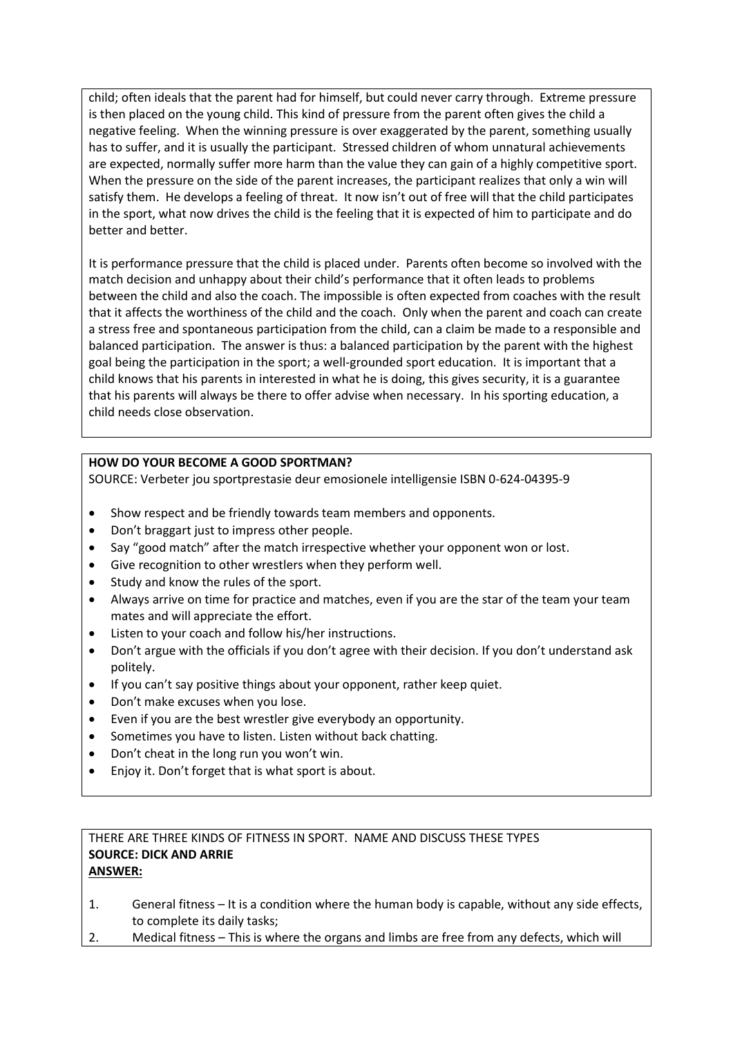child; often ideals that the parent had for himself, but could never carry through. Extreme pressure is then placed on the young child. This kind of pressure from the parent often gives the child a negative feeling. When the winning pressure is over exaggerated by the parent, something usually has to suffer, and it is usually the participant. Stressed children of whom unnatural achievements are expected, normally suffer more harm than the value they can gain of a highly competitive sport. When the pressure on the side of the parent increases, the participant realizes that only a win will satisfy them. He develops a feeling of threat. It now isn't out of free will that the child participates in the sport, what now drives the child is the feeling that it is expected of him to participate and do better and better.

It is performance pressure that the child is placed under. Parents often become so involved with the match decision and unhappy about their child's performance that it often leads to problems between the child and also the coach. The impossible is often expected from coaches with the result that it affects the worthiness of the child and the coach. Only when the parent and coach can create a stress free and spontaneous participation from the child, can a claim be made to a responsible and balanced participation. The answer is thus: a balanced participation by the parent with the highest goal being the participation in the sport; a well-grounded sport education. It is important that a child knows that his parents in interested in what he is doing, this gives security, it is a guarantee that his parents will always be there to offer advise when necessary. In his sporting education, a child needs close observation.

**HOW DO YOUR BECOME A GOOD SPORTMAN?**

SOURCE: Verbeter jou sportprestasie deur emosionele intelligensie ISBN 0-624-04395-9

- Show respect and be friendly towards team members and opponents.
- Don't braggart just to impress other people.
- Say "good match" after the match irrespective whether your opponent won or lost.
- Give recognition to other wrestlers when they perform well.
- Study and know the rules of the sport.
- Always arrive on time for practice and matches, even if you are the star of the team your team mates and will appreciate the effort.
- Listen to your coach and follow his/her instructions.
- Don't argue with the officials if you don't agree with their decision. If you don't understand ask politely.
- If you can't say positive things about your opponent, rather keep quiet.
- Don't make excuses when you lose.
- Even if you are the best wrestler give everybody an opportunity.
- Sometimes you have to listen. Listen without back chatting.
- Don't cheat in the long run you won't win.
- Enjoy it. Don't forget that is what sport is about.

THERE ARE THREE KINDS OF FITNESS IN SPORT. NAME AND DISCUSS THESE TYPES

**SOURCE: DICK AND ARRIE**

**ANSWER:**

1. General fitness – It is a condition where the human body is capable, without any side effects, to complete its daily tasks;
2. Medical fitness – This is where the organs and limbs are free from any defects, which will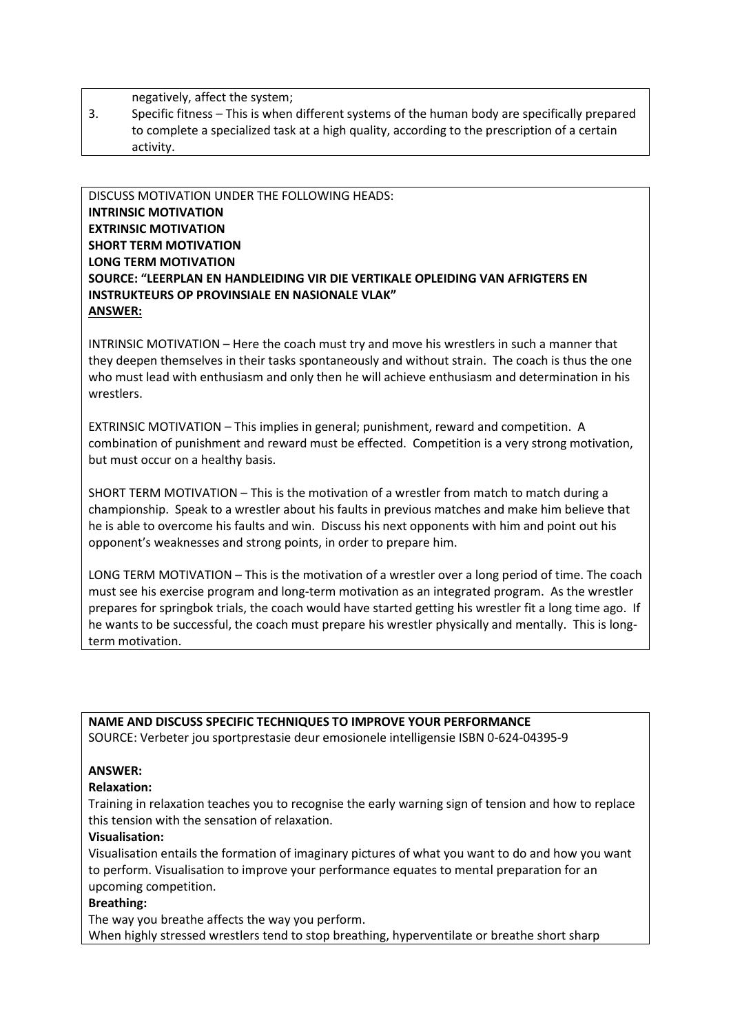negatively, affect the system;

3. Specific fitness – This is when different systems of the human body are specifically prepared to complete a specialized task at a high quality, according to the prescription of a certain activity.

DISCUSS MOTIVATION UNDER THE FOLLOWING HEADS:
**INTRINSIC MOTIVATION**
**EXTRINSIC MOTIVATION**
**SHORT TERM MOTIVATION**
**LONG TERM MOTIVATION**
**SOURCE: "LEERPLAN EN HANDLEIDING VIR DIE VERTIKALE OPLEIDING VAN AFRIGTERS EN INSTRUKTEURS OP PROVINSIALE EN NASIONALE VLAK"**
**ANSWER:**

INTRINSIC MOTIVATION – Here the coach must try and move his wrestlers in such a manner that they deepen themselves in their tasks spontaneously and without strain. The coach is thus the one who must lead with enthusiasm and only then he will achieve enthusiasm and determination in his wrestlers.

EXTRINSIC MOTIVATION – This implies in general; punishment, reward and competition. A combination of punishment and reward must be effected. Competition is a very strong motivation, but must occur on a healthy basis.

SHORT TERM MOTIVATION – This is the motivation of a wrestler from match to match during a championship. Speak to a wrestler about his faults in previous matches and make him believe that he is able to overcome his faults and win. Discuss his next opponents with him and point out his opponent's weaknesses and strong points, in order to prepare him.

LONG TERM MOTIVATION – This is the motivation of a wrestler over a long period of time. The coach must see his exercise program and long-term motivation as an integrated program. As the wrestler prepares for springbok trials, the coach would have started getting his wrestler fit a long time ago. If he wants to be successful, the coach must prepare his wrestler physically and mentally. This is long-term motivation.

**NAME AND DISCUSS SPECIFIC TECHNIQUES TO IMPROVE YOUR PERFORMANCE**
SOURCE: Verbeter jou sportprestasie deur emosionele intelligensie ISBN 0-624-04395-9

**ANSWER:**

**Relaxation:**
Training in relaxation teaches you to recognise the early warning sign of tension and how to replace this tension with the sensation of relaxation.

**Visualisation:**
Visualisation entails the formation of imaginary pictures of what you want to do and how you want to perform. Visualisation to improve your performance equates to mental preparation for an upcoming competition.

**Breathing:**
The way you breathe affects the way you perform.
When highly stressed wrestlers tend to stop breathing, hyperventilate or breathe short sharp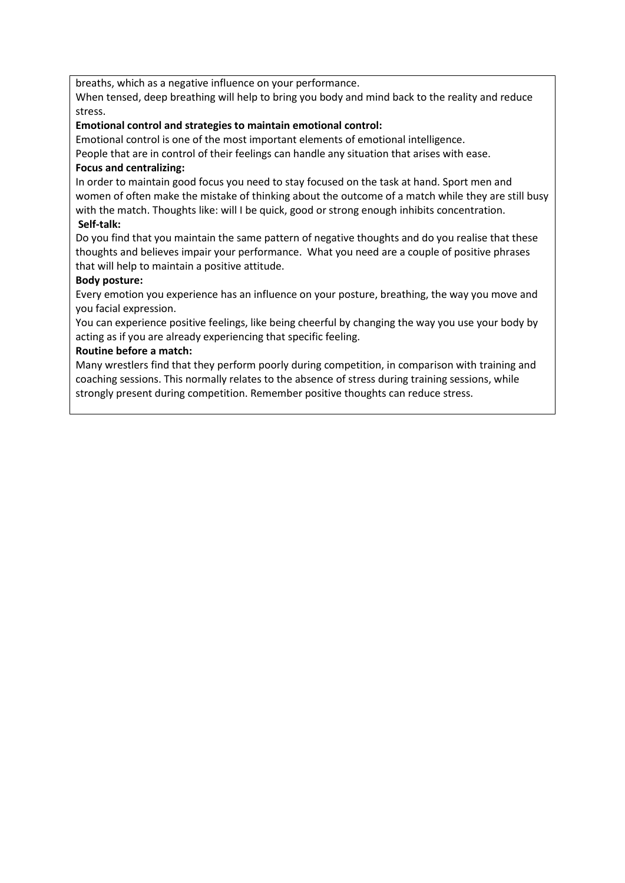breaths, which as a negative influence on your performance.

When tensed, deep breathing will help to bring you body and mind back to the reality and reduce stress.

**Emotional control and strategies to maintain emotional control:**

Emotional control is one of the most important elements of emotional intelligence.

People that are in control of their feelings can handle any situation that arises with ease.

**Focus and centralizing:**

In order to maintain good focus you need to stay focused on the task at hand. Sport men and women of often make the mistake of thinking about the outcome of a match while they are still busy with the match. Thoughts like: will I be quick, good or strong enough inhibits concentration.

**Self-talk:**

Do you find that you maintain the same pattern of negative thoughts and do you realise that these thoughts and believes impair your performance. What you need are a couple of positive phrases that will help to maintain a positive attitude.

**Body posture:**

Every emotion you experience has an influence on your posture, breathing, the way you move and you facial expression.

You can experience positive feelings, like being cheerful by changing the way you use your body by acting as if you are already experiencing that specific feeling.

**Routine before a match:**

Many wrestlers find that they perform poorly during competition, in comparison with training and coaching sessions. This normally relates to the absence of stress during training sessions, while strongly present during competition. Remember positive thoughts can reduce stress.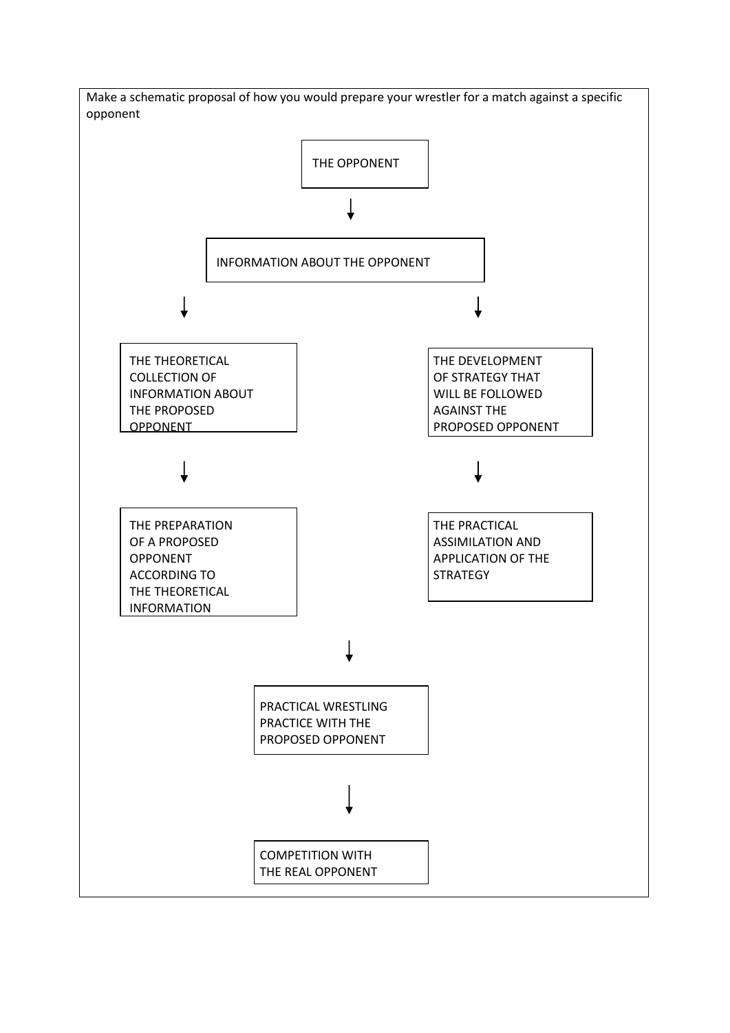Make a schematic proposal of how you would prepare your wrestler for a match against a specific opponent

THE OPPONENT

↓

INFORMATION ABOUT THE OPPONENT

↓ (left branch)

THE THEORETICAL COLLECTION OF INFORMATION ABOUT THE PROPOSED OPPONENT

↓

THE PREPARATION OF A PROPOSED OPPONENT ACCORDING TO THE THEORETICAL INFORMATION

↓ (right branch)

THE DEVELOPMENT OF STRATEGY THAT WILL BE FOLLOWED AGAINST THE PROPOSED OPPONENT

↓

THE PRACTICAL ASSIMILATION AND APPLICATION OF THE STRATEGY

↓

PRACTICAL WRESTLING PRACTICE WITH THE PROPOSED OPPONENT

↓

COMPETITION WITH THE REAL OPPONENT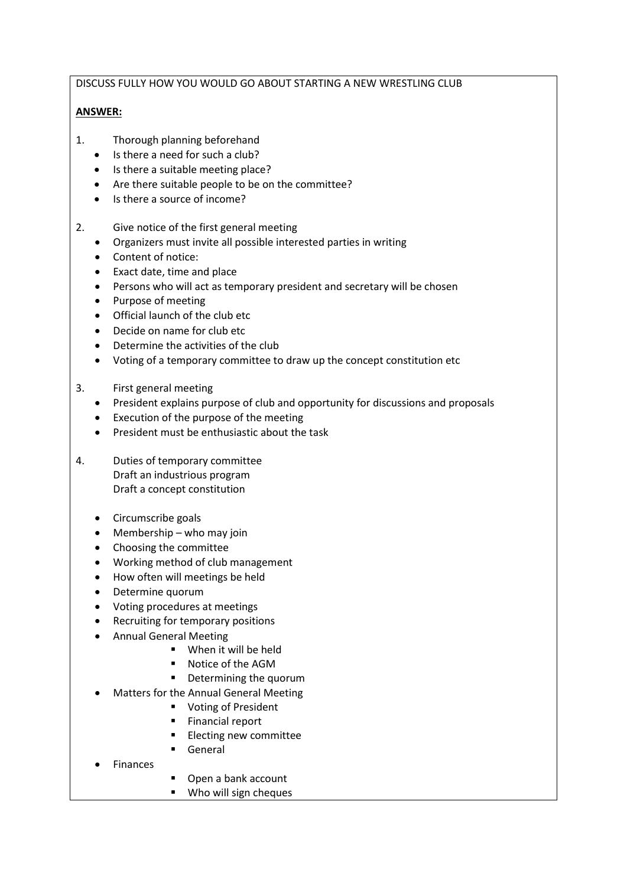DISCUSS FULLY HOW YOU WOULD GO ABOUT STARTING A NEW WRESTLING CLUB

**ANSWER:**

1. Thorough planning beforehand
   - Is there a need for such a club?
   - Is there a suitable meeting place?
   - Are there suitable people to be on the committee?
   - Is there a source of income?

2. Give notice of the first general meeting
   - Organizers must invite all possible interested parties in writing
   - Content of notice:
   - Exact date, time and place
   - Persons who will act as temporary president and secretary will be chosen
   - Purpose of meeting
   - Official launch of the club etc
   - Decide on name for club etc
   - Determine the activities of the club
   - Voting of a temporary committee to draw up the concept constitution etc

3. First general meeting
   - President explains purpose of club and opportunity for discussions and proposals
   - Execution of the purpose of the meeting
   - President must be enthusiastic about the task

4. Duties of temporary committee
   Draft an industrious program
   Draft a concept constitution

   - Circumscribe goals
   - Membership – who may join
   - Choosing the committee
   - Working method of club management
   - How often will meetings be held
   - Determine quorum
   - Voting procedures at meetings
   - Recruiting for temporary positions
   - Annual General Meeting
     - When it will be held
     - Notice of the AGM
     - Determining the quorum
   - Matters for the Annual General Meeting
     - Voting of President
     - Financial report
     - Electing new committee
     - General
   - Finances
     - Open a bank account
     - Who will sign cheques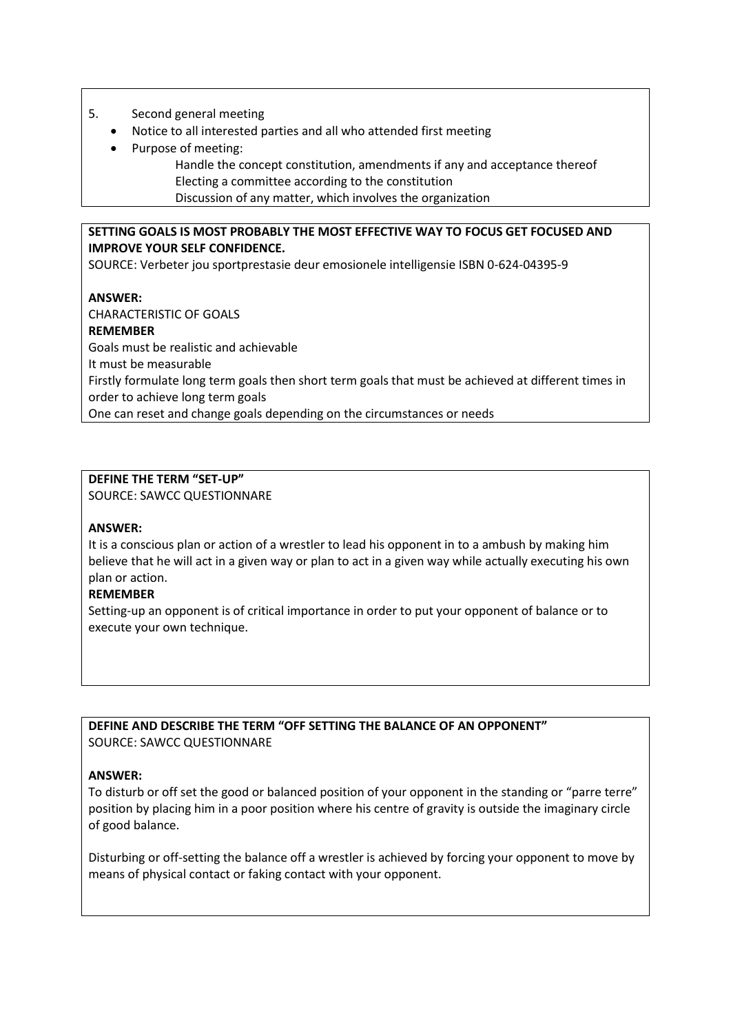5. Second general meeting
   - Notice to all interested parties and all who attended first meeting
   - Purpose of meeting:
     - Handle the concept constitution, amendments if any and acceptance thereof
     - Electing a committee according to the constitution
     - Discussion of any matter, which involves the organization

**SETTING GOALS IS MOST PROBABLY THE MOST EFFECTIVE WAY TO FOCUS GET FOCUSED AND IMPROVE YOUR SELF CONFIDENCE.**

SOURCE: Verbeter jou sportprestasie deur emosionele intelligensie ISBN 0-624-04395-9

**ANSWER:**

CHARACTERISTIC OF GOALS

**REMEMBER**

Goals must be realistic and achievable

It must be measurable

Firstly formulate long term goals then short term goals that must be achieved at different times in order to achieve long term goals

One can reset and change goals depending on the circumstances or needs

**DEFINE THE TERM "SET-UP"**

SOURCE: SAWCC QUESTIONNARE

**ANSWER:**

It is a conscious plan or action of a wrestler to lead his opponent in to a ambush by making him believe that he will act in a given way or plan to act in a given way while actually executing his own plan or action.

**REMEMBER**

Setting-up an opponent is of critical importance in order to put your opponent of balance or to execute your own technique.

**DEFINE AND DESCRIBE THE TERM "OFF SETTING THE BALANCE OF AN OPPONENT"**

SOURCE: SAWCC QUESTIONNARE

**ANSWER:**

To disturb or off set the good or balanced position of your opponent in the standing or "parre terre" position by placing him in a poor position where his centre of gravity is outside the imaginary circle of good balance.

Disturbing or off-setting the balance off a wrestler is achieved by forcing your opponent to move by means of physical contact or faking contact with your opponent.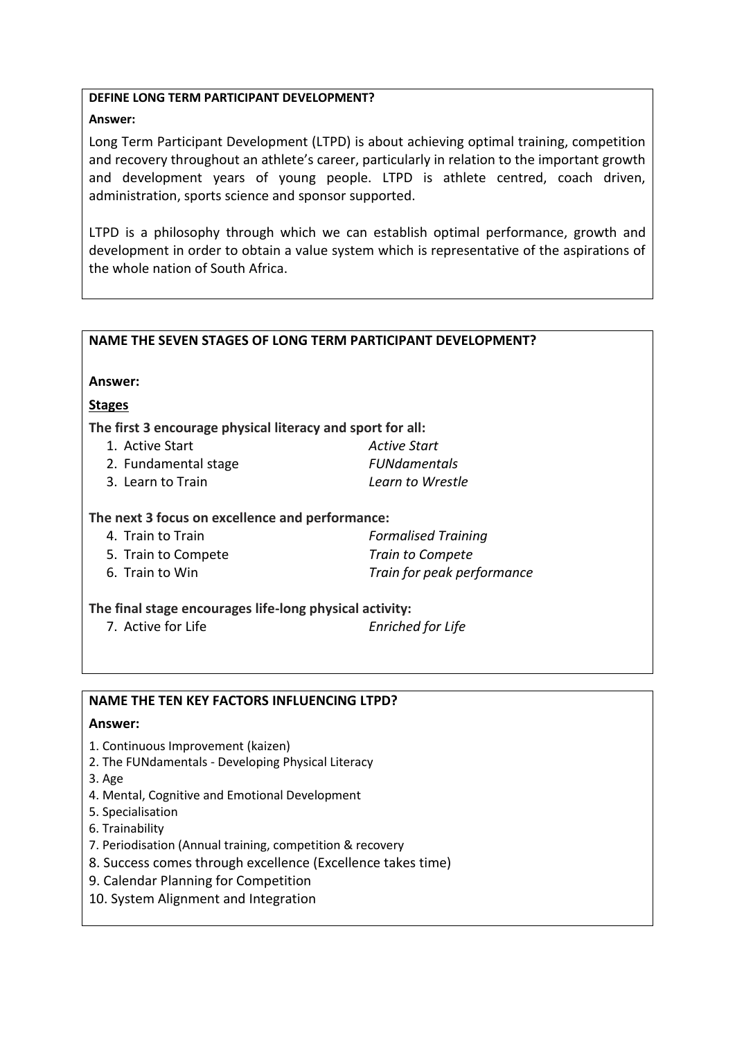**DEFINE LONG TERM PARTICIPANT DEVELOPMENT?**

**Answer:**

Long Term Participant Development (LTPD) is about achieving optimal training, competition and recovery throughout an athlete's career, particularly in relation to the important growth and development years of young people. LTPD is athlete centred, coach driven, administration, sports science and sponsor supported.

LTPD is a philosophy through which we can establish optimal performance, growth and development in order to obtain a value system which is representative of the aspirations of the whole nation of South Africa.

**NAME THE SEVEN STAGES OF LONG TERM PARTICIPANT DEVELOPMENT?**

**Answer:**

**Stages**

**The first 3 encourage physical literacy and sport for all:**

| | |
|---|---|
| 1. Active Start | *Active Start* |
| 2. Fundamental stage | *FUNdamentals* |
| 3. Learn to Train | *Learn to Wrestle* |

**The next 3 focus on excellence and performance:**

| | |
|---|---|
| 4. Train to Train | *Formalised Training* |
| 5. Train to Compete | *Train to Compete* |
| 6. Train to Win | *Train for peak performance* |

**The final stage encourages life-long physical activity:**

| | |
|---|---|
| 7. Active for Life | *Enriched for Life* |

**NAME THE TEN KEY FACTORS INFLUENCING LTPD?**

**Answer:**

1. Continuous Improvement (kaizen)
2. The FUNdamentals - Developing Physical Literacy
3. Age
4. Mental, Cognitive and Emotional Development
5. Specialisation
6. Trainability
7. Periodisation (Annual training, competition & recovery
8. Success comes through excellence (Excellence takes time)
9. Calendar Planning for Competition
10. System Alignment and Integration